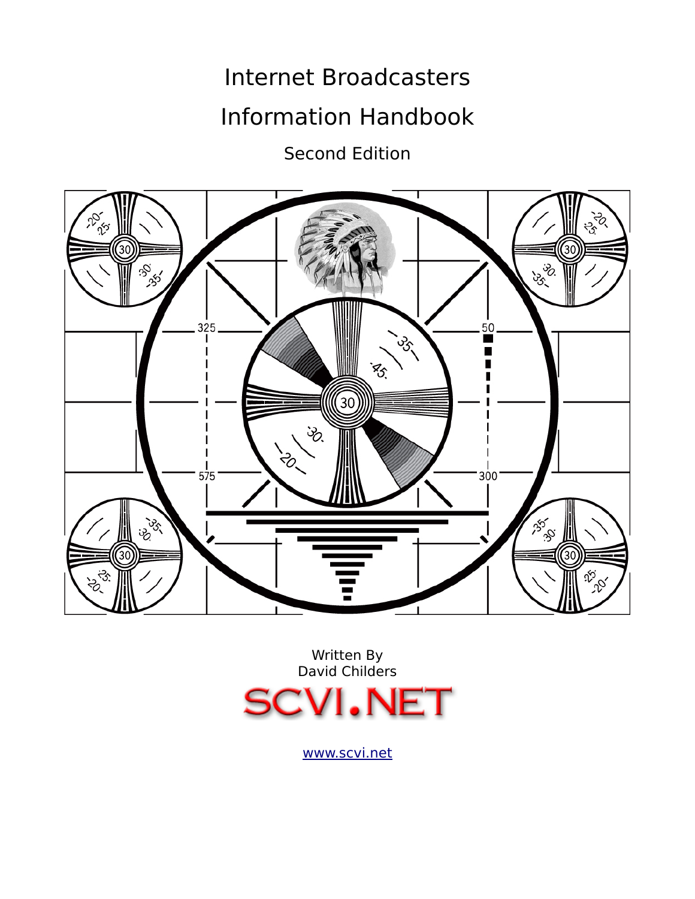# Internet Broadcasters Information Handbook

## Second Edition

Written By
David Childers

SCVI.NET

www.scvi.net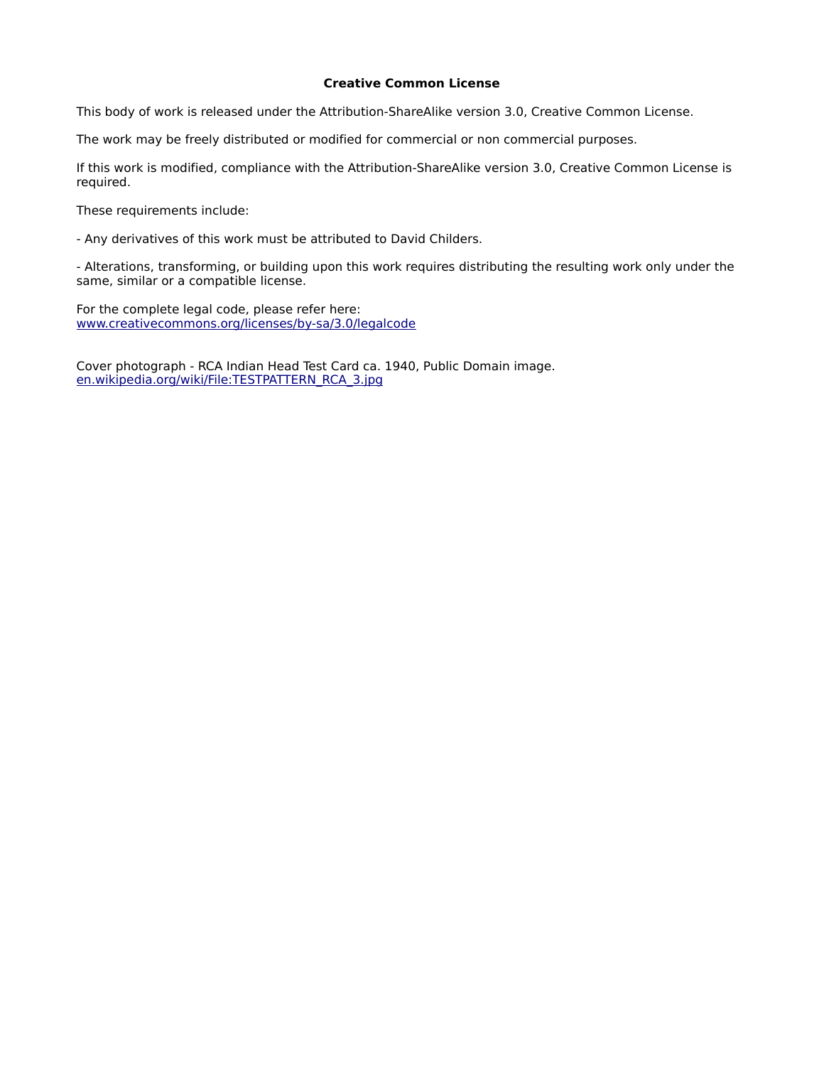**Creative Common License**

This body of work is released under the Attribution-ShareAlike version 3.0, Creative Common License.

The work may be freely distributed or modified for commercial or non commercial purposes.

If this work is modified, compliance with the Attribution-ShareAlike version 3.0, Creative Common License is required.

These requirements include:

- Any derivatives of this work must be attributed to David Childers.

- Alterations, transforming, or building upon this work requires distributing the resulting work only under the same, similar or a compatible license.

For the complete legal code, please refer here:
[www.creativecommons.org/licenses/by-sa/3.0/legalcode](http://www.creativecommons.org/licenses/by-sa/3.0/legalcode)

Cover photograph - RCA Indian Head Test Card ca. 1940, Public Domain image.
[en.wikipedia.org/wiki/File:TESTPATTERN_RCA_3.jpg](http://en.wikipedia.org/wiki/File:TESTPATTERN_RCA_3.jpg)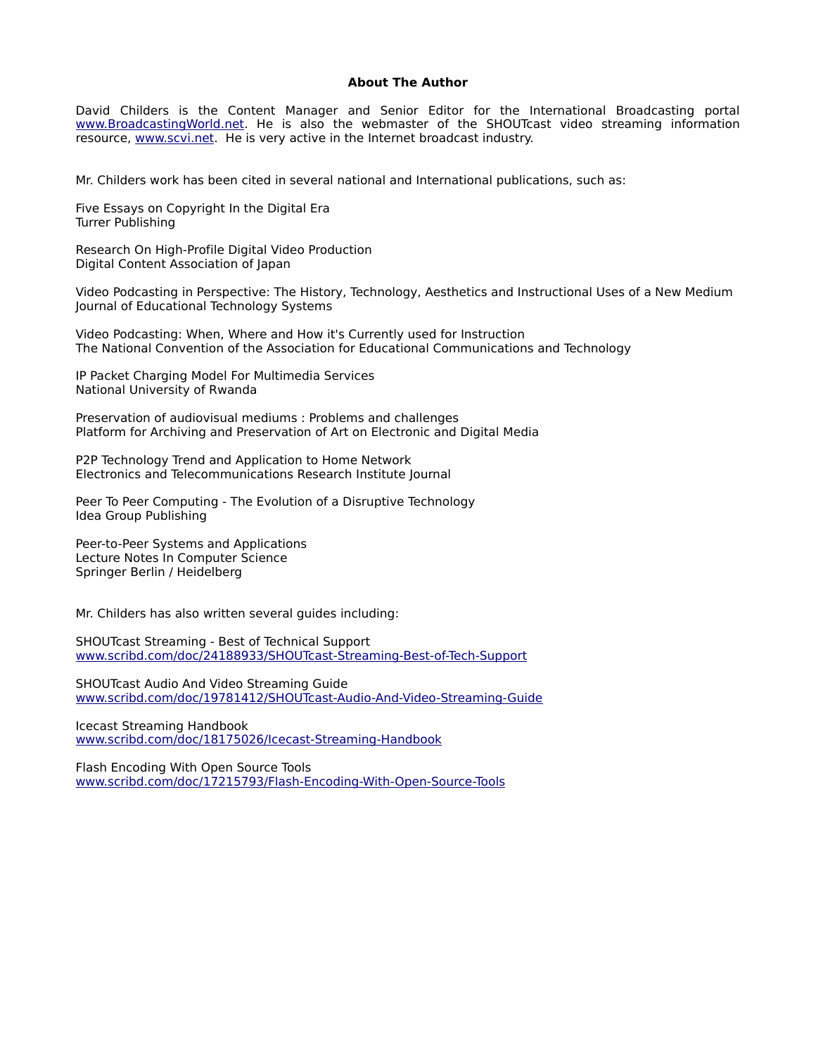## About The Author

David Childers is the Content Manager and Senior Editor for the International Broadcasting portal www.BroadcastingWorld.net. He is also the webmaster of the SHOUTcast video streaming information resource, www.scvi.net. He is very active in the Internet broadcast industry.

Mr. Childers work has been cited in several national and International publications, such as:

Five Essays on Copyright In the Digital Era  
Turrer Publishing

Research On High-Profile Digital Video Production  
Digital Content Association of Japan

Video Podcasting in Perspective: The History, Technology, Aesthetics and Instructional Uses of a New Medium  
Journal of Educational Technology Systems

Video Podcasting: When, Where and How it's Currently used for Instruction  
The National Convention of the Association for Educational Communications and Technology

IP Packet Charging Model For Multimedia Services  
National University of Rwanda

Preservation of audiovisual mediums : Problems and challenges  
Platform for Archiving and Preservation of Art on Electronic and Digital Media

P2P Technology Trend and Application to Home Network  
Electronics and Telecommunications Research Institute Journal

Peer To Peer Computing - The Evolution of a Disruptive Technology  
Idea Group Publishing

Peer-to-Peer Systems and Applications  
Lecture Notes In Computer Science  
Springer Berlin / Heidelberg

Mr. Childers has also written several guides including:

SHOUTcast Streaming - Best of Technical Support  
www.scribd.com/doc/24188933/SHOUTcast-Streaming-Best-of-Tech-Support

SHOUTcast Audio And Video Streaming Guide  
www.scribd.com/doc/19781412/SHOUTcast-Audio-And-Video-Streaming-Guide

Icecast Streaming Handbook  
www.scribd.com/doc/18175026/Icecast-Streaming-Handbook

Flash Encoding With Open Source Tools  
www.scribd.com/doc/17215793/Flash-Encoding-With-Open-Source-Tools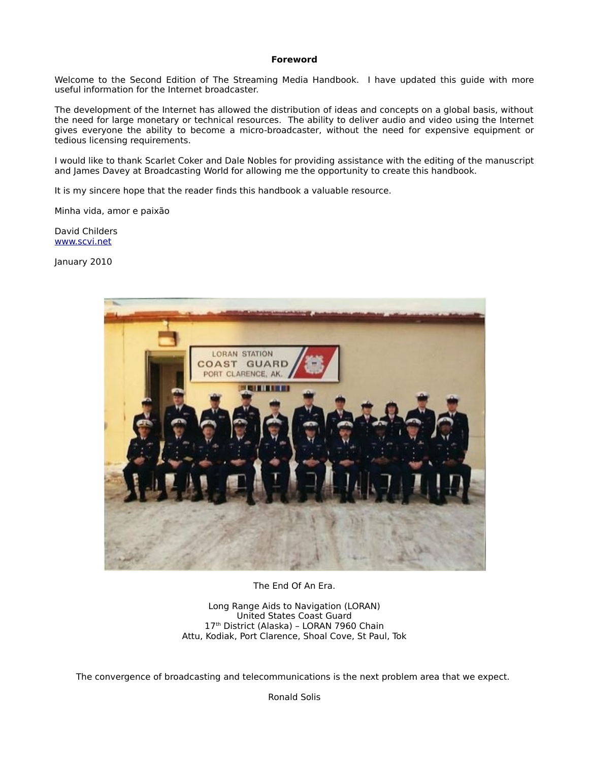# Foreword

Welcome to the Second Edition of The Streaming Media Handbook. I have updated this guide with more useful information for the Internet broadcaster.

The development of the Internet has allowed the distribution of ideas and concepts on a global basis, without the need for large monetary or technical resources. The ability to deliver audio and video using the Internet gives everyone the ability to become a micro-broadcaster, without the need for expensive equipment or tedious licensing requirements.

I would like to thank Scarlet Coker and Dale Nobles for providing assistance with the editing of the manuscript and James Davey at Broadcasting World for allowing me the opportunity to create this handbook.

It is my sincere hope that the reader finds this handbook a valuable resource.

Minha vida, amor e paixão

David Childers
www.scvi.net

January 2010

The End Of An Era.

Long Range Aids to Navigation (LORAN)
United States Coast Guard
17th District (Alaska) – LORAN 7960 Chain
Attu, Kodiak, Port Clarence, Shoal Cove, St Paul, Tok

The convergence of broadcasting and telecommunications is the next problem area that we expect.

Ronald Solis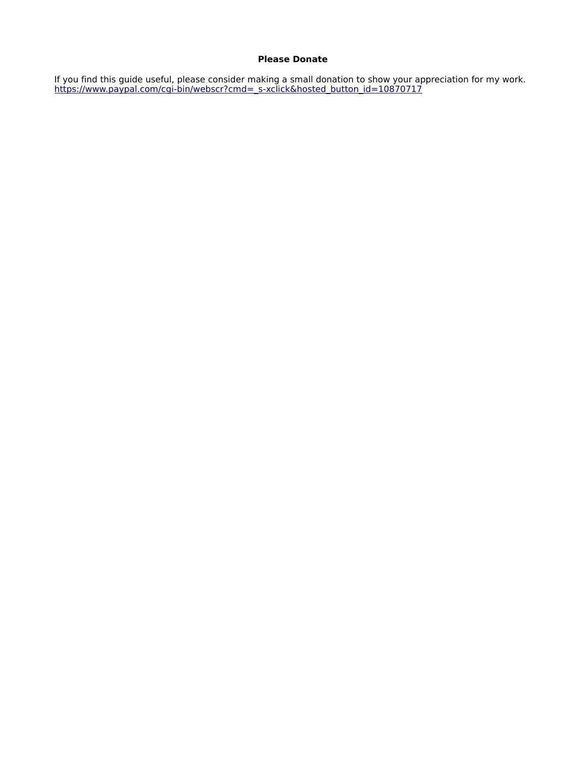**Please Donate**

If you find this guide useful, please consider making a small donation to show your appreciation for my work.
https://www.paypal.com/cgi-bin/webscr?cmd=_s-xclick&hosted_button_id=10870717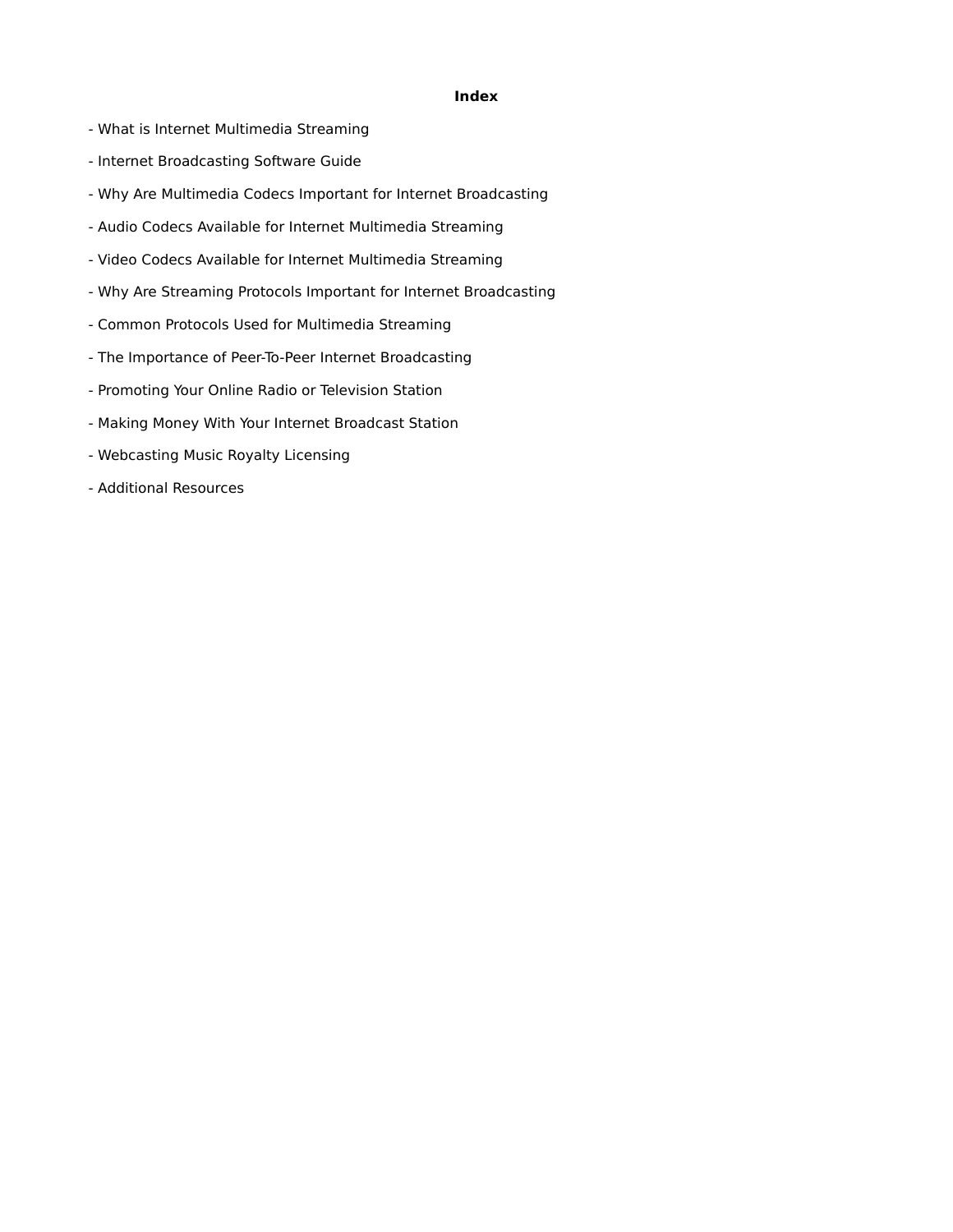**Index**

- What is Internet Multimedia Streaming
- Internet Broadcasting Software Guide
- Why Are Multimedia Codecs Important for Internet Broadcasting
- Audio Codecs Available for Internet Multimedia Streaming
- Video Codecs Available for Internet Multimedia Streaming
- Why Are Streaming Protocols Important for Internet Broadcasting
- Common Protocols Used for Multimedia Streaming
- The Importance of Peer-To-Peer Internet Broadcasting
- Promoting Your Online Radio or Television Station
- Making Money With Your Internet Broadcast Station
- Webcasting Music Royalty Licensing
- Additional Resources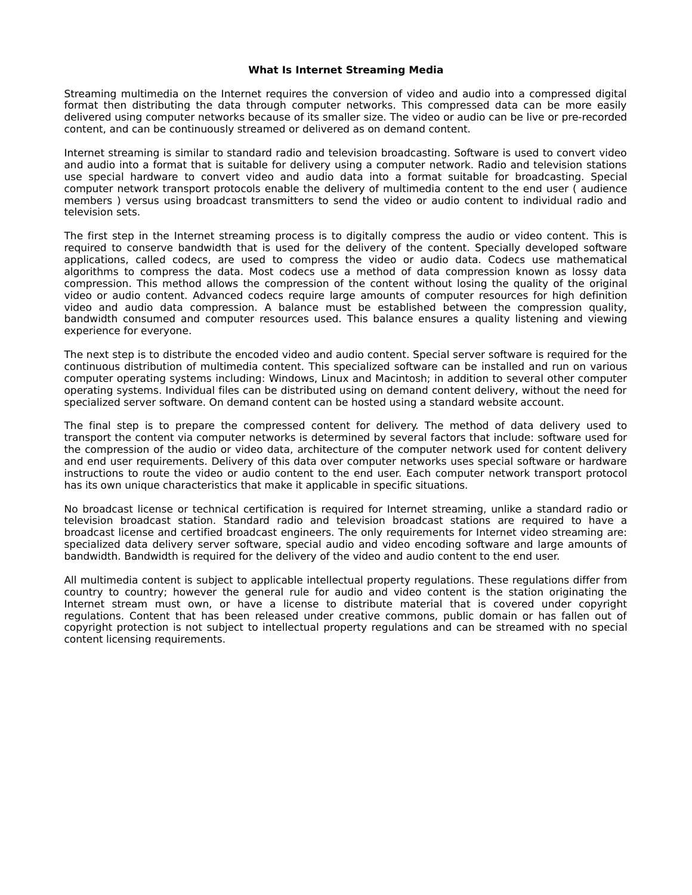# What Is Internet Streaming Media

Streaming multimedia on the Internet requires the conversion of video and audio into a compressed digital format then distributing the data through computer networks. This compressed data can be more easily delivered using computer networks because of its smaller size. The video or audio can be live or pre-recorded content, and can be continuously streamed or delivered as on demand content.

Internet streaming is similar to standard radio and television broadcasting. Software is used to convert video and audio into a format that is suitable for delivery using a computer network. Radio and television stations use special hardware to convert video and audio data into a format suitable for broadcasting. Special computer network transport protocols enable the delivery of multimedia content to the end user ( audience members ) versus using broadcast transmitters to send the video or audio content to individual radio and television sets.

The first step in the Internet streaming process is to digitally compress the audio or video content. This is required to conserve bandwidth that is used for the delivery of the content. Specially developed software applications, called codecs, are used to compress the video or audio data. Codecs use mathematical algorithms to compress the data. Most codecs use a method of data compression known as lossy data compression. This method allows the compression of the content without losing the quality of the original video or audio content. Advanced codecs require large amounts of computer resources for high definition video and audio data compression. A balance must be established between the compression quality, bandwidth consumed and computer resources used. This balance ensures a quality listening and viewing experience for everyone.

The next step is to distribute the encoded video and audio content. Special server software is required for the continuous distribution of multimedia content. This specialized software can be installed and run on various computer operating systems including: Windows, Linux and Macintosh; in addition to several other computer operating systems. Individual files can be distributed using on demand content delivery, without the need for specialized server software. On demand content can be hosted using a standard website account.

The final step is to prepare the compressed content for delivery. The method of data delivery used to transport the content via computer networks is determined by several factors that include: software used for the compression of the audio or video data, architecture of the computer network used for content delivery and end user requirements. Delivery of this data over computer networks uses special software or hardware instructions to route the video or audio content to the end user. Each computer network transport protocol has its own unique characteristics that make it applicable in specific situations.

No broadcast license or technical certification is required for Internet streaming, unlike a standard radio or television broadcast station. Standard radio and television broadcast stations are required to have a broadcast license and certified broadcast engineers. The only requirements for Internet video streaming are: specialized data delivery server software, special audio and video encoding software and large amounts of bandwidth. Bandwidth is required for the delivery of the video and audio content to the end user.

All multimedia content is subject to applicable intellectual property regulations. These regulations differ from country to country; however the general rule for audio and video content is the station originating the Internet stream must own, or have a license to distribute material that is covered under copyright regulations. Content that has been released under creative commons, public domain or has fallen out of copyright protection is not subject to intellectual property regulations and can be streamed with no special content licensing requirements.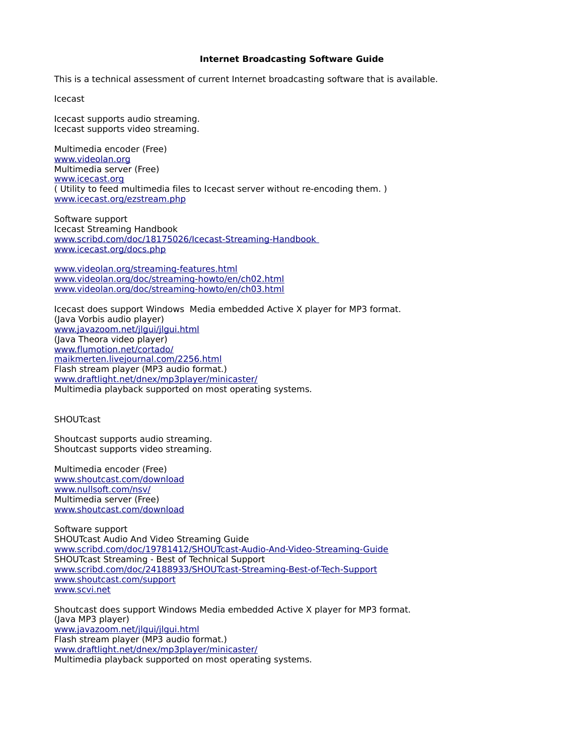**Internet Broadcasting Software Guide**

This is a technical assessment of current Internet broadcasting software that is available.

Icecast

Icecast supports audio streaming.
Icecast supports video streaming.

Multimedia encoder (Free)
www.videolan.org
Multimedia server (Free)
www.icecast.org
( Utility to feed multimedia files to Icecast server without re-encoding them. )
www.icecast.org/ezstream.php

Software support
Icecast Streaming Handbook
www.scribd.com/doc/18175026/Icecast-Streaming-Handbook
www.icecast.org/docs.php

www.videolan.org/streaming-features.html
www.videolan.org/doc/streaming-howto/en/ch02.html
www.videolan.org/doc/streaming-howto/en/ch03.html

Icecast does support Windows Media embedded Active X player for MP3 format.
(Java Vorbis audio player)
www.javazoom.net/jlgui/jlgui.html
(Java Theora video player)
www.flumotion.net/cortado/
maikmerten.livejournal.com/2256.html
Flash stream player (MP3 audio format.)
www.draftlight.net/dnex/mp3player/minicaster/
Multimedia playback supported on most operating systems.

SHOUTcast

Shoutcast supports audio streaming.
Shoutcast supports video streaming.

Multimedia encoder (Free)
www.shoutcast.com/download
www.nullsoft.com/nsv/
Multimedia server (Free)
www.shoutcast.com/download

Software support
SHOUTcast Audio And Video Streaming Guide
www.scribd.com/doc/19781412/SHOUTcast-Audio-And-Video-Streaming-Guide
SHOUTcast Streaming - Best of Technical Support
www.scribd.com/doc/24188933/SHOUTcast-Streaming-Best-of-Tech-Support
www.shoutcast.com/support
www.scvi.net

Shoutcast does support Windows Media embedded Active X player for MP3 format.
(Java MP3 player)
www.javazoom.net/jlgui/jlgui.html
Flash stream player (MP3 audio format.)
www.draftlight.net/dnex/mp3player/minicaster/
Multimedia playback supported on most operating systems.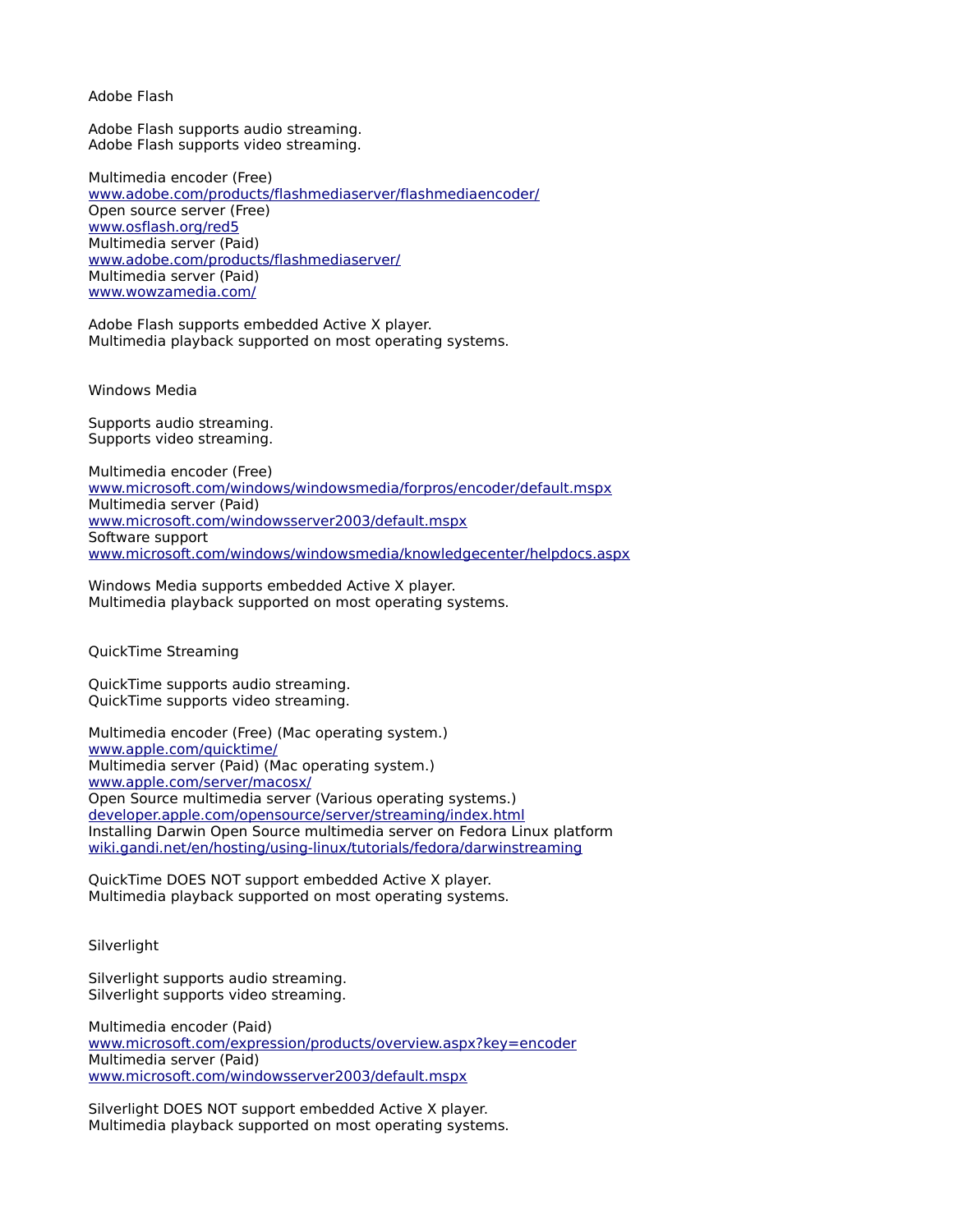## Adobe Flash

Adobe Flash supports audio streaming.
Adobe Flash supports video streaming.

Multimedia encoder (Free)
[www.adobe.com/products/flashmediaserver/flashmediaencoder/](www.adobe.com/products/flashmediaserver/flashmediaencoder/)
Open source server (Free)
[www.osflash.org/red5](www.osflash.org/red5)
Multimedia server (Paid)
[www.adobe.com/products/flashmediaserver/](www.adobe.com/products/flashmediaserver/)
Multimedia server (Paid)
[www.wowzamedia.com/](www.wowzamedia.com/)

Adobe Flash supports embedded Active X player.
Multimedia playback supported on most operating systems.

## Windows Media

Supports audio streaming.
Supports video streaming.

Multimedia encoder (Free)
[www.microsoft.com/windows/windowsmedia/forpros/encoder/default.mspx](www.microsoft.com/windows/windowsmedia/forpros/encoder/default.mspx)
Multimedia server (Paid)
[www.microsoft.com/windowsserver2003/default.mspx](www.microsoft.com/windowsserver2003/default.mspx)
Software support
[www.microsoft.com/windows/windowsmedia/knowledgecenter/helpdocs.aspx](www.microsoft.com/windows/windowsmedia/knowledgecenter/helpdocs.aspx)

Windows Media supports embedded Active X player.
Multimedia playback supported on most operating systems.

## QuickTime Streaming

QuickTime supports audio streaming.
QuickTime supports video streaming.

Multimedia encoder (Free) (Mac operating system.)
[www.apple.com/quicktime/](www.apple.com/quicktime/)
Multimedia server (Paid) (Mac operating system.)
[www.apple.com/server/macosx/](www.apple.com/server/macosx/)
Open Source multimedia server (Various operating systems.)
[developer.apple.com/opensource/server/streaming/index.html](developer.apple.com/opensource/server/streaming/index.html)
Installing Darwin Open Source multimedia server on Fedora Linux platform
[wiki.gandi.net/en/hosting/using-linux/tutorials/fedora/darwinstreaming](wiki.gandi.net/en/hosting/using-linux/tutorials/fedora/darwinstreaming)

QuickTime DOES NOT support embedded Active X player.
Multimedia playback supported on most operating systems.

## Silverlight

Silverlight supports audio streaming.
Silverlight supports video streaming.

Multimedia encoder (Paid)
[www.microsoft.com/expression/products/overview.aspx?key=encoder](www.microsoft.com/expression/products/overview.aspx?key=encoder)
Multimedia server (Paid)
[www.microsoft.com/windowsserver2003/default.mspx](www.microsoft.com/windowsserver2003/default.mspx)

Silverlight DOES NOT support embedded Active X player.
Multimedia playback supported on most operating systems.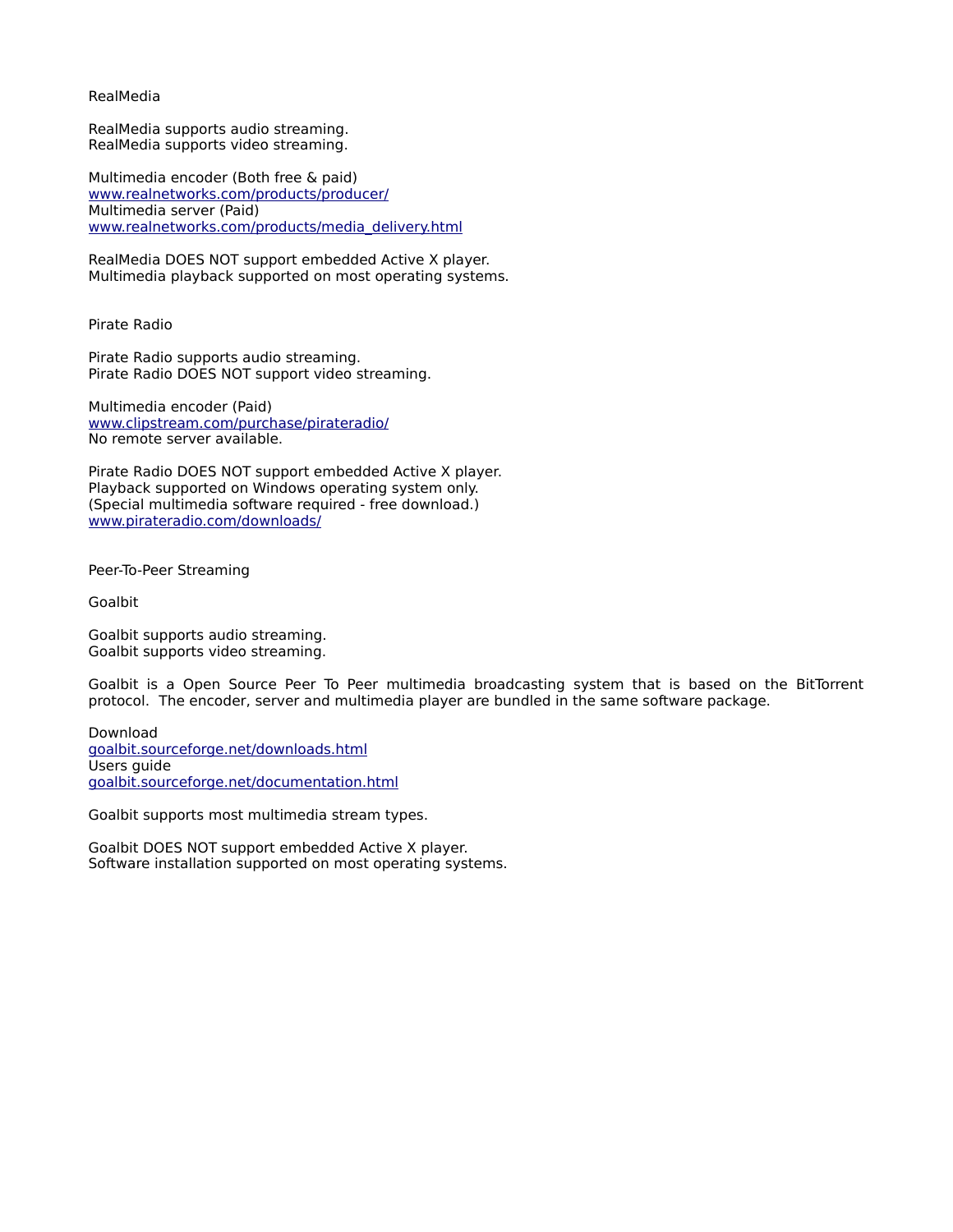## RealMedia

RealMedia supports audio streaming.
RealMedia supports video streaming.

Multimedia encoder (Both free & paid)
www.realnetworks.com/products/producer/
Multimedia server (Paid)
www.realnetworks.com/products/media_delivery.html

RealMedia DOES NOT support embedded Active X player.
Multimedia playback supported on most operating systems.

## Pirate Radio

Pirate Radio supports audio streaming.
Pirate Radio DOES NOT support video streaming.

Multimedia encoder (Paid)
www.clipstream.com/purchase/pirateradio/
No remote server available.

Pirate Radio DOES NOT support embedded Active X player.
Playback supported on Windows operating system only.
(Special multimedia software required - free download.)
www.pirateradio.com/downloads/

## Peer-To-Peer Streaming

### Goalbit

Goalbit supports audio streaming.
Goalbit supports video streaming.

Goalbit is a Open Source Peer To Peer multimedia broadcasting system that is based on the BitTorrent protocol. The encoder, server and multimedia player are bundled in the same software package.

Download
goalbit.sourceforge.net/downloads.html
Users guide
goalbit.sourceforge.net/documentation.html

Goalbit supports most multimedia stream types.

Goalbit DOES NOT support embedded Active X player.
Software installation supported on most operating systems.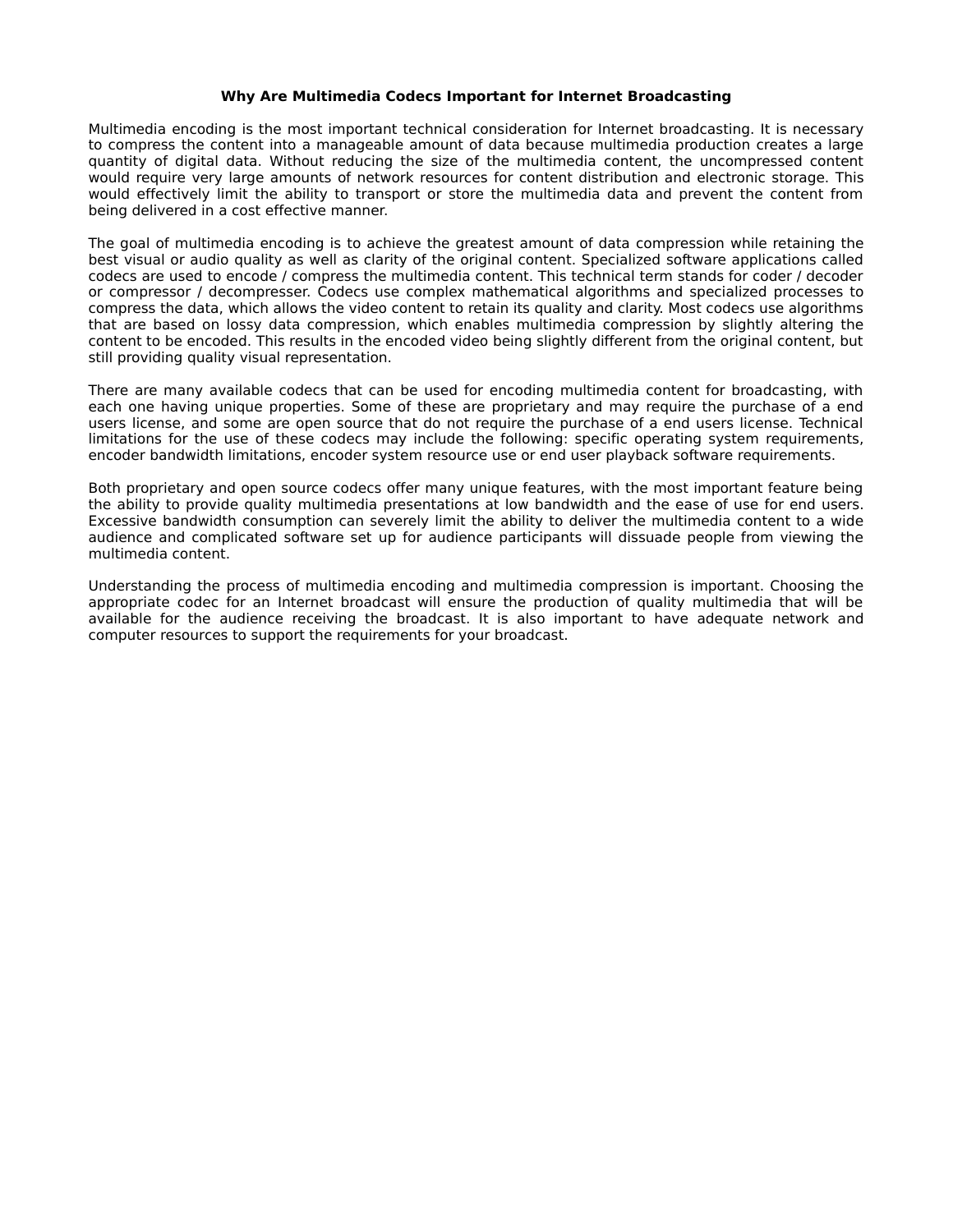# Why Are Multimedia Codecs Important for Internet Broadcasting

Multimedia encoding is the most important technical consideration for Internet broadcasting. It is necessary to compress the content into a manageable amount of data because multimedia production creates a large quantity of digital data. Without reducing the size of the multimedia content, the uncompressed content would require very large amounts of network resources for content distribution and electronic storage. This would effectively limit the ability to transport or store the multimedia data and prevent the content from being delivered in a cost effective manner.

The goal of multimedia encoding is to achieve the greatest amount of data compression while retaining the best visual or audio quality as well as clarity of the original content. Specialized software applications called codecs are used to encode / compress the multimedia content. This technical term stands for coder / decoder or compressor / decompresser. Codecs use complex mathematical algorithms and specialized processes to compress the data, which allows the video content to retain its quality and clarity. Most codecs use algorithms that are based on lossy data compression, which enables multimedia compression by slightly altering the content to be encoded. This results in the encoded video being slightly different from the original content, but still providing quality visual representation.

There are many available codecs that can be used for encoding multimedia content for broadcasting, with each one having unique properties. Some of these are proprietary and may require the purchase of a end users license, and some are open source that do not require the purchase of a end users license. Technical limitations for the use of these codecs may include the following: specific operating system requirements, encoder bandwidth limitations, encoder system resource use or end user playback software requirements.

Both proprietary and open source codecs offer many unique features, with the most important feature being the ability to provide quality multimedia presentations at low bandwidth and the ease of use for end users. Excessive bandwidth consumption can severely limit the ability to deliver the multimedia content to a wide audience and complicated software set up for audience participants will dissuade people from viewing the multimedia content.

Understanding the process of multimedia encoding and multimedia compression is important. Choosing the appropriate codec for an Internet broadcast will ensure the production of quality multimedia that will be available for the audience receiving the broadcast. It is also important to have adequate network and computer resources to support the requirements for your broadcast.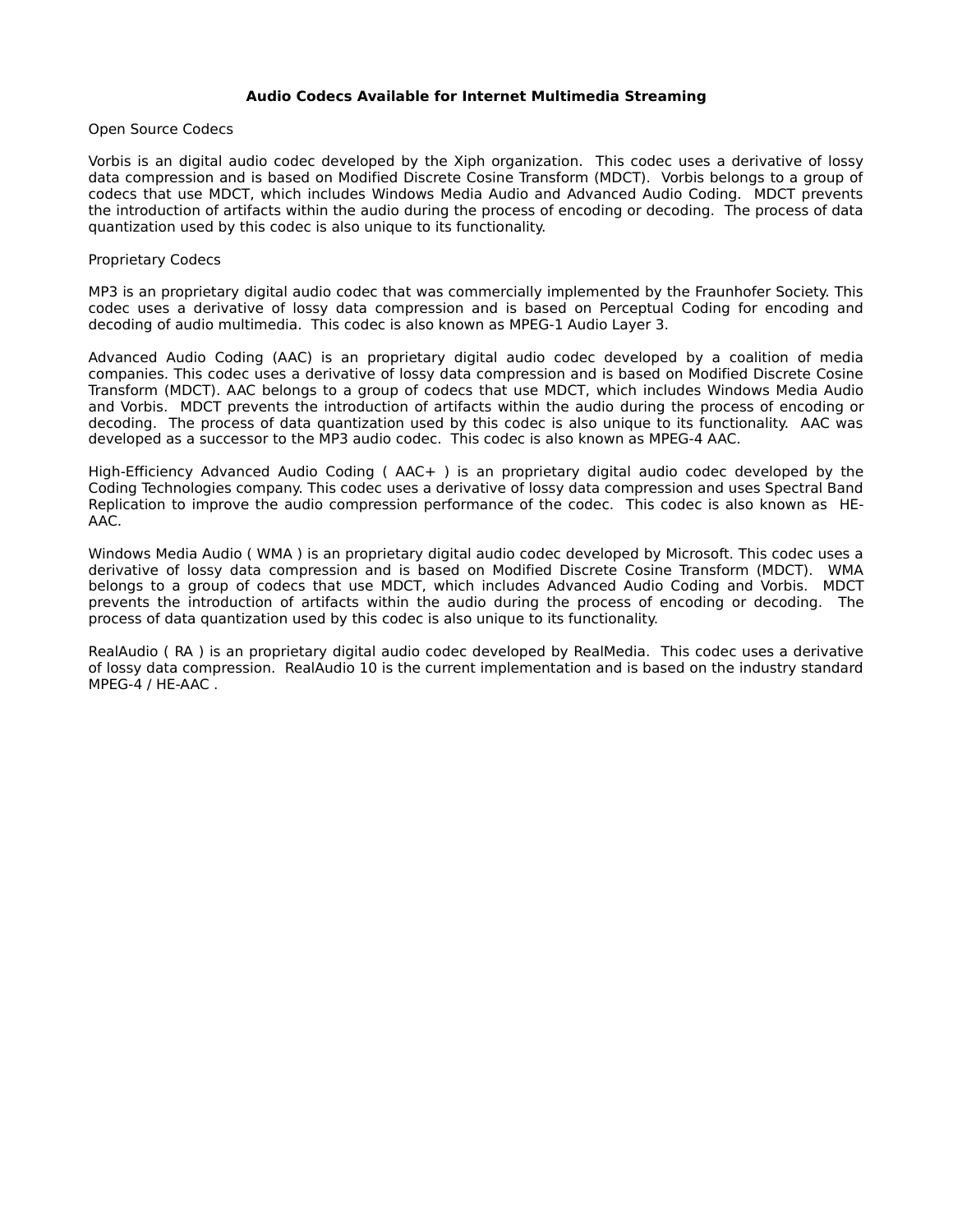**Audio Codecs Available for Internet Multimedia Streaming**

Open Source Codecs

Vorbis is an digital audio codec developed by the Xiph organization. This codec uses a derivative of lossy data compression and is based on Modified Discrete Cosine Transform (MDCT). Vorbis belongs to a group of codecs that use MDCT, which includes Windows Media Audio and Advanced Audio Coding. MDCT prevents the introduction of artifacts within the audio during the process of encoding or decoding. The process of data quantization used by this codec is also unique to its functionality.

Proprietary Codecs

MP3 is an proprietary digital audio codec that was commercially implemented by the Fraunhofer Society. This codec uses a derivative of lossy data compression and is based on Perceptual Coding for encoding and decoding of audio multimedia. This codec is also known as MPEG-1 Audio Layer 3.

Advanced Audio Coding (AAC) is an proprietary digital audio codec developed by a coalition of media companies. This codec uses a derivative of lossy data compression and is based on Modified Discrete Cosine Transform (MDCT). AAC belongs to a group of codecs that use MDCT, which includes Windows Media Audio and Vorbis. MDCT prevents the introduction of artifacts within the audio during the process of encoding or decoding. The process of data quantization used by this codec is also unique to its functionality. AAC was developed as a successor to the MP3 audio codec. This codec is also known as MPEG-4 AAC.

High-Efficiency Advanced Audio Coding ( AAC+ ) is an proprietary digital audio codec developed by the Coding Technologies company. This codec uses a derivative of lossy data compression and uses Spectral Band Replication to improve the audio compression performance of the codec. This codec is also known as HE-AAC.

Windows Media Audio ( WMA ) is an proprietary digital audio codec developed by Microsoft. This codec uses a derivative of lossy data compression and is based on Modified Discrete Cosine Transform (MDCT). WMA belongs to a group of codecs that use MDCT, which includes Advanced Audio Coding and Vorbis. MDCT prevents the introduction of artifacts within the audio during the process of encoding or decoding. The process of data quantization used by this codec is also unique to its functionality.

RealAudio ( RA ) is an proprietary digital audio codec developed by RealMedia. This codec uses a derivative of lossy data compression. RealAudio 10 is the current implementation and is based on the industry standard MPEG-4 / HE-AAC .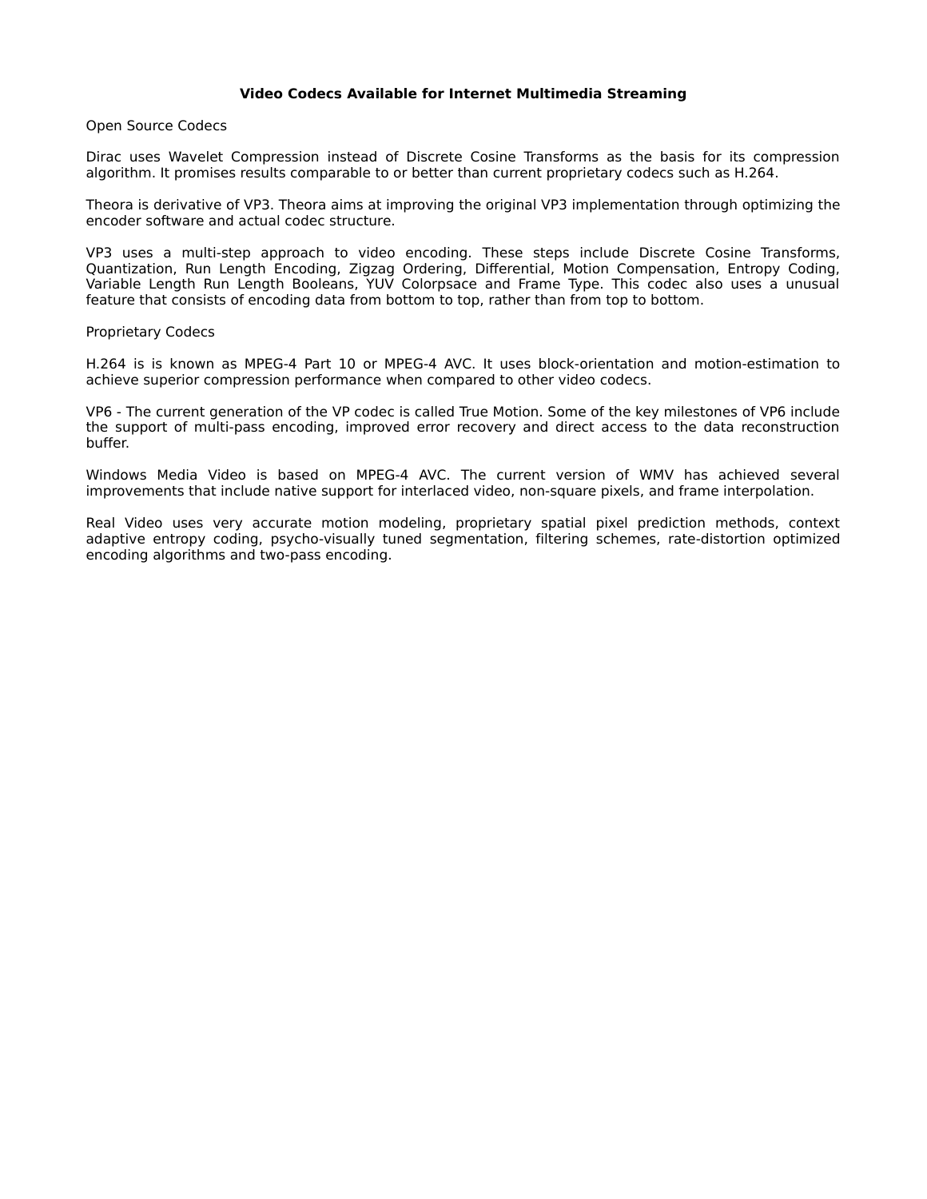# Video Codecs Available for Internet Multimedia Streaming

Open Source Codecs

Dirac uses Wavelet Compression instead of Discrete Cosine Transforms as the basis for its compression algorithm. It promises results comparable to or better than current proprietary codecs such as H.264.

Theora is derivative of VP3. Theora aims at improving the original VP3 implementation through optimizing the encoder software and actual codec structure.

VP3 uses a multi-step approach to video encoding. These steps include Discrete Cosine Transforms, Quantization, Run Length Encoding, Zigzag Ordering, Differential, Motion Compensation, Entropy Coding, Variable Length Run Length Booleans, YUV Colorpsace and Frame Type. This codec also uses a unusual feature that consists of encoding data from bottom to top, rather than from top to bottom.

Proprietary Codecs

H.264 is is known as MPEG-4 Part 10 or MPEG-4 AVC. It uses block-orientation and motion-estimation to achieve superior compression performance when compared to other video codecs.

VP6 - The current generation of the VP codec is called True Motion. Some of the key milestones of VP6 include the support of multi-pass encoding, improved error recovery and direct access to the data reconstruction buffer.

Windows Media Video is based on MPEG-4 AVC. The current version of WMV has achieved several improvements that include native support for interlaced video, non-square pixels, and frame interpolation.

Real Video uses very accurate motion modeling, proprietary spatial pixel prediction methods, context adaptive entropy coding, psycho-visually tuned segmentation, filtering schemes, rate-distortion optimized encoding algorithms and two-pass encoding.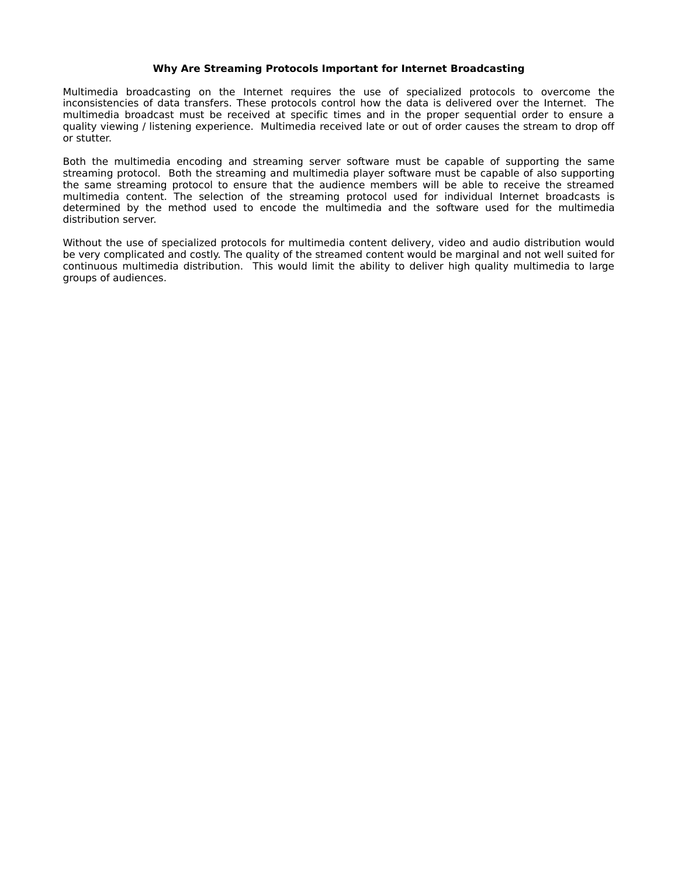## Why Are Streaming Protocols Important for Internet Broadcasting

Multimedia broadcasting on the Internet requires the use of specialized protocols to overcome the inconsistencies of data transfers. These protocols control how the data is delivered over the Internet. The multimedia broadcast must be received at specific times and in the proper sequential order to ensure a quality viewing / listening experience. Multimedia received late or out of order causes the stream to drop off or stutter.

Both the multimedia encoding and streaming server software must be capable of supporting the same streaming protocol. Both the streaming and multimedia player software must be capable of also supporting the same streaming protocol to ensure that the audience members will be able to receive the streamed multimedia content. The selection of the streaming protocol used for individual Internet broadcasts is determined by the method used to encode the multimedia and the software used for the multimedia distribution server.

Without the use of specialized protocols for multimedia content delivery, video and audio distribution would be very complicated and costly. The quality of the streamed content would be marginal and not well suited for continuous multimedia distribution. This would limit the ability to deliver high quality multimedia to large groups of audiences.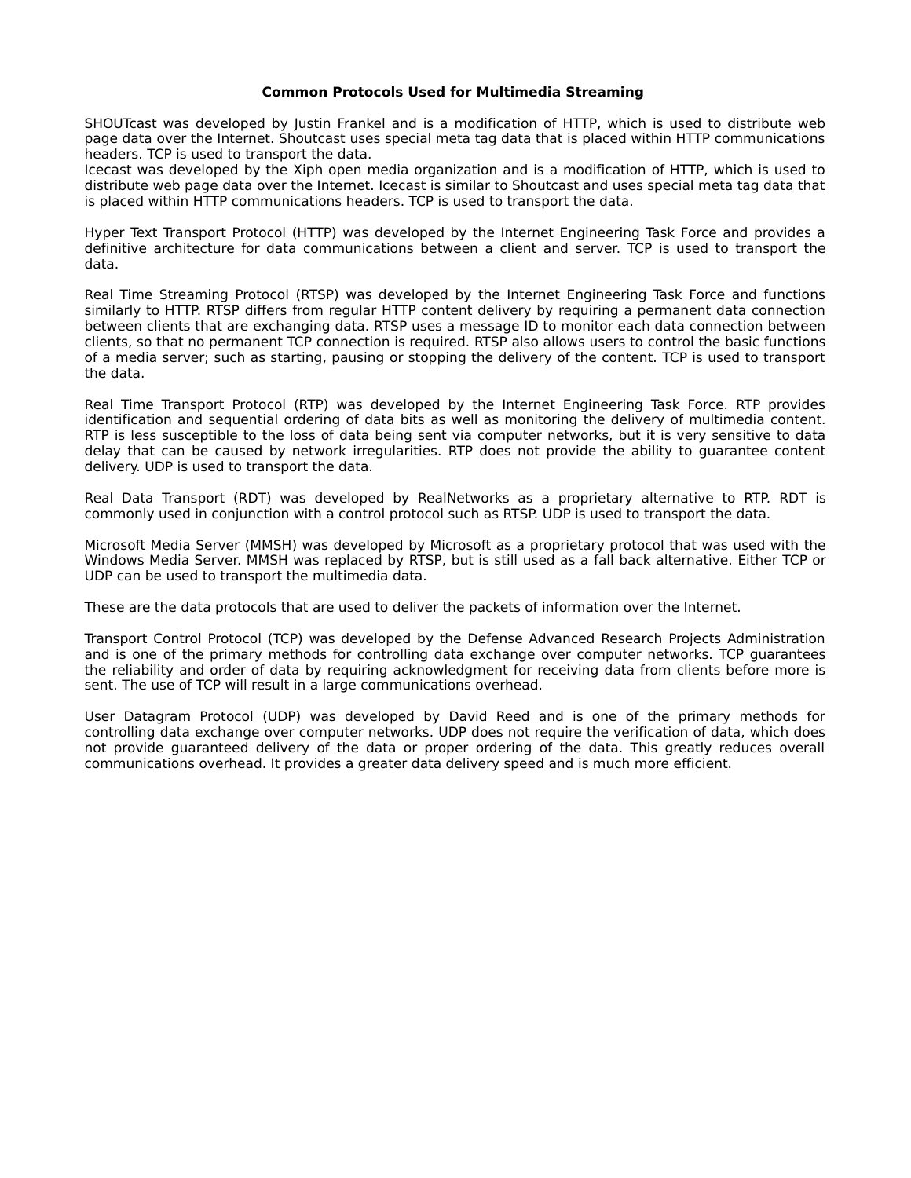### Common Protocols Used for Multimedia Streaming

SHOUTcast was developed by Justin Frankel and is a modification of HTTP, which is used to distribute web page data over the Internet. Shoutcast uses special meta tag data that is placed within HTTP communications headers. TCP is used to transport the data.
Icecast was developed by the Xiph open media organization and is a modification of HTTP, which is used to distribute web page data over the Internet. Icecast is similar to Shoutcast and uses special meta tag data that is placed within HTTP communications headers. TCP is used to transport the data.

Hyper Text Transport Protocol (HTTP) was developed by the Internet Engineering Task Force and provides a definitive architecture for data communications between a client and server. TCP is used to transport the data.

Real Time Streaming Protocol (RTSP) was developed by the Internet Engineering Task Force and functions similarly to HTTP. RTSP differs from regular HTTP content delivery by requiring a permanent data connection between clients that are exchanging data. RTSP uses a message ID to monitor each data connection between clients, so that no permanent TCP connection is required. RTSP also allows users to control the basic functions of a media server; such as starting, pausing or stopping the delivery of the content. TCP is used to transport the data.

Real Time Transport Protocol (RTP) was developed by the Internet Engineering Task Force. RTP provides identification and sequential ordering of data bits as well as monitoring the delivery of multimedia content. RTP is less susceptible to the loss of data being sent via computer networks, but it is very sensitive to data delay that can be caused by network irregularities. RTP does not provide the ability to guarantee content delivery. UDP is used to transport the data.

Real Data Transport (RDT) was developed by RealNetworks as a proprietary alternative to RTP. RDT is commonly used in conjunction with a control protocol such as RTSP. UDP is used to transport the data.

Microsoft Media Server (MMSH) was developed by Microsoft as a proprietary protocol that was used with the Windows Media Server. MMSH was replaced by RTSP, but is still used as a fall back alternative. Either TCP or UDP can be used to transport the multimedia data.

These are the data protocols that are used to deliver the packets of information over the Internet.

Transport Control Protocol (TCP) was developed by the Defense Advanced Research Projects Administration and is one of the primary methods for controlling data exchange over computer networks. TCP guarantees the reliability and order of data by requiring acknowledgment for receiving data from clients before more is sent. The use of TCP will result in a large communications overhead.

User Datagram Protocol (UDP) was developed by David Reed and is one of the primary methods for controlling data exchange over computer networks. UDP does not require the verification of data, which does not provide guaranteed delivery of the data or proper ordering of the data. This greatly reduces overall communications overhead. It provides a greater data delivery speed and is much more efficient.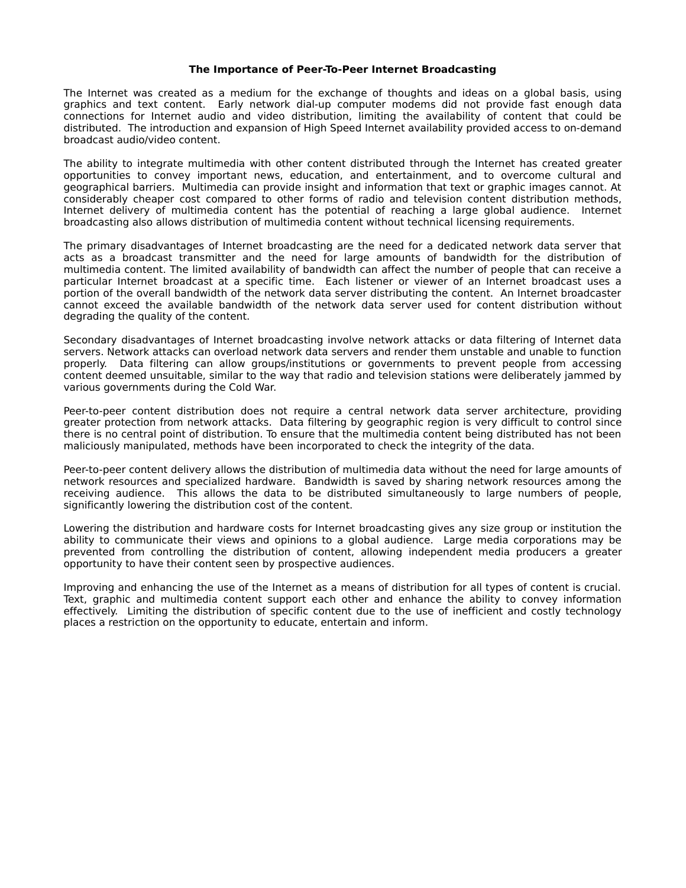# The Importance of Peer-To-Peer Internet Broadcasting

The Internet was created as a medium for the exchange of thoughts and ideas on a global basis, using graphics and text content. Early network dial-up computer modems did not provide fast enough data connections for Internet audio and video distribution, limiting the availability of content that could be distributed. The introduction and expansion of High Speed Internet availability provided access to on-demand broadcast audio/video content.

The ability to integrate multimedia with other content distributed through the Internet has created greater opportunities to convey important news, education, and entertainment, and to overcome cultural and geographical barriers. Multimedia can provide insight and information that text or graphic images cannot. At considerably cheaper cost compared to other forms of radio and television content distribution methods, Internet delivery of multimedia content has the potential of reaching a large global audience. Internet broadcasting also allows distribution of multimedia content without technical licensing requirements.

The primary disadvantages of Internet broadcasting are the need for a dedicated network data server that acts as a broadcast transmitter and the need for large amounts of bandwidth for the distribution of multimedia content. The limited availability of bandwidth can affect the number of people that can receive a particular Internet broadcast at a specific time. Each listener or viewer of an Internet broadcast uses a portion of the overall bandwidth of the network data server distributing the content. An Internet broadcaster cannot exceed the available bandwidth of the network data server used for content distribution without degrading the quality of the content.

Secondary disadvantages of Internet broadcasting involve network attacks or data filtering of Internet data servers. Network attacks can overload network data servers and render them unstable and unable to function properly. Data filtering can allow groups/institutions or governments to prevent people from accessing content deemed unsuitable, similar to the way that radio and television stations were deliberately jammed by various governments during the Cold War.

Peer-to-peer content distribution does not require a central network data server architecture, providing greater protection from network attacks. Data filtering by geographic region is very difficult to control since there is no central point of distribution. To ensure that the multimedia content being distributed has not been maliciously manipulated, methods have been incorporated to check the integrity of the data.

Peer-to-peer content delivery allows the distribution of multimedia data without the need for large amounts of network resources and specialized hardware. Bandwidth is saved by sharing network resources among the receiving audience. This allows the data to be distributed simultaneously to large numbers of people, significantly lowering the distribution cost of the content.

Lowering the distribution and hardware costs for Internet broadcasting gives any size group or institution the ability to communicate their views and opinions to a global audience. Large media corporations may be prevented from controlling the distribution of content, allowing independent media producers a greater opportunity to have their content seen by prospective audiences.

Improving and enhancing the use of the Internet as a means of distribution for all types of content is crucial. Text, graphic and multimedia content support each other and enhance the ability to convey information effectively. Limiting the distribution of specific content due to the use of inefficient and costly technology places a restriction on the opportunity to educate, entertain and inform.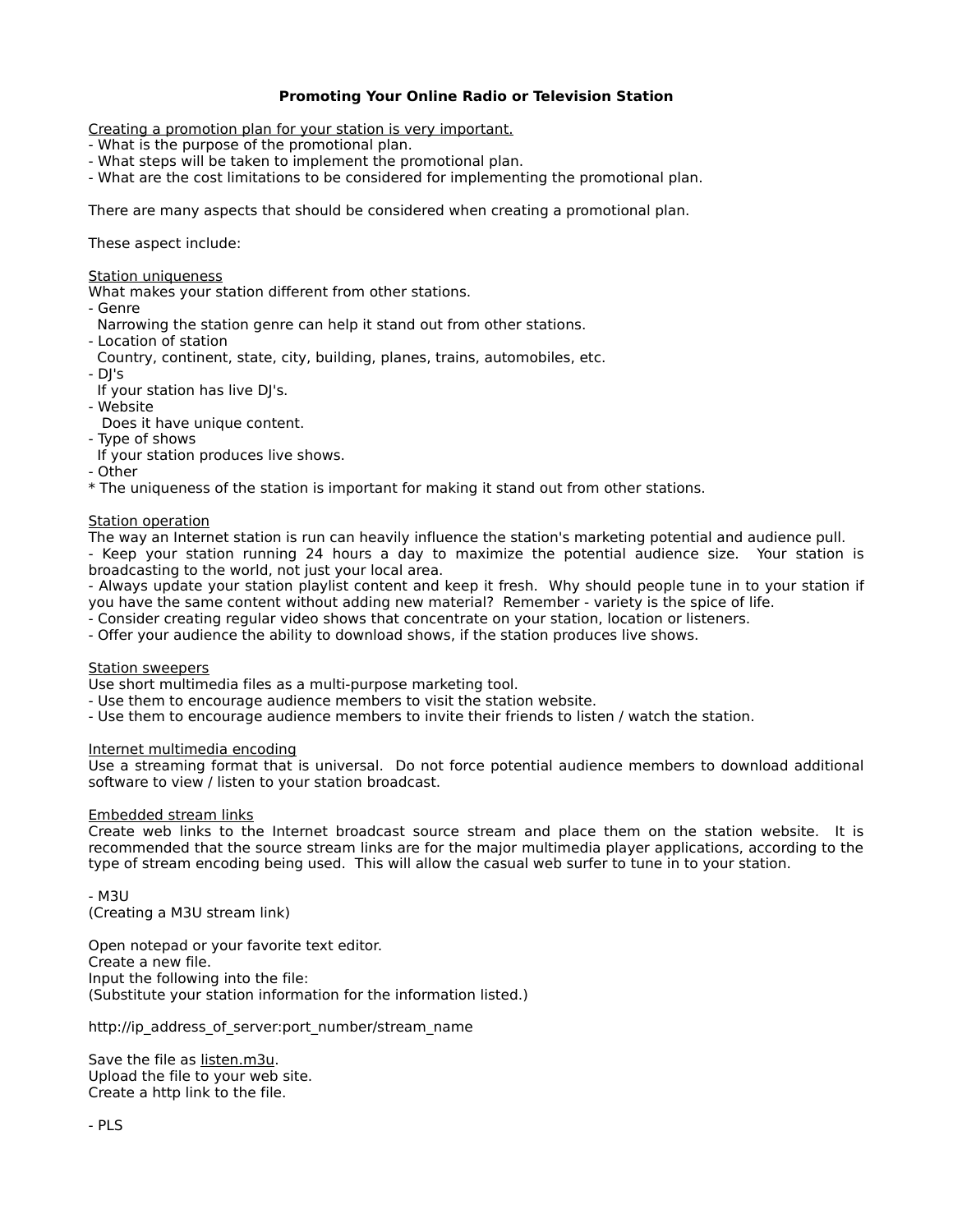# Promoting Your Online Radio or Television Station

<u>Creating a promotion plan for your station is very important.</u>
- What is the purpose of the promotional plan.
- What steps will be taken to implement the promotional plan.
- What are the cost limitations to be considered for implementing the promotional plan.

There are many aspects that should be considered when creating a promotional plan.

These aspect include:

<u>Station uniqueness</u>
What makes your station different from other stations.
- Genre
  Narrowing the station genre can help it stand out from other stations.
- Location of station
  Country, continent, state, city, building, planes, trains, automobiles, etc.
- DJ's
  If your station has live DJ's.
- Website
  Does it have unique content.
- Type of shows
  If your station produces live shows.
- Other

* The uniqueness of the station is important for making it stand out from other stations.

<u>Station operation</u>
The way an Internet station is run can heavily influence the station's marketing potential and audience pull.
- Keep your station running 24 hours a day to maximize the potential audience size. Your station is broadcasting to the world, not just your local area.
- Always update your station playlist content and keep it fresh. Why should people tune in to your station if you have the same content without adding new material? Remember - variety is the spice of life.
- Consider creating regular video shows that concentrate on your station, location or listeners.
- Offer your audience the ability to download shows, if the station produces live shows.

<u>Station sweepers</u>
Use short multimedia files as a multi-purpose marketing tool.
- Use them to encourage audience members to visit the station website.
- Use them to encourage audience members to invite their friends to listen / watch the station.

<u>Internet multimedia encoding</u>
Use a streaming format that is universal. Do not force potential audience members to download additional software to view / listen to your station broadcast.

<u>Embedded stream links</u>
Create web links to the Internet broadcast source stream and place them on the station website. It is recommended that the source stream links are for the major multimedia player applications, according to the type of stream encoding being used. This will allow the casual web surfer to tune in to your station.

- M3U

(Creating a M3U stream link)

Open notepad or your favorite text editor.
Create a new file.
Input the following into the file:
(Substitute your station information for the information listed.)

http://ip_address_of_server:port_number/stream_name

Save the file as <u>listen.m3u</u>.
Upload the file to your web site.
Create a http link to the file.

- PLS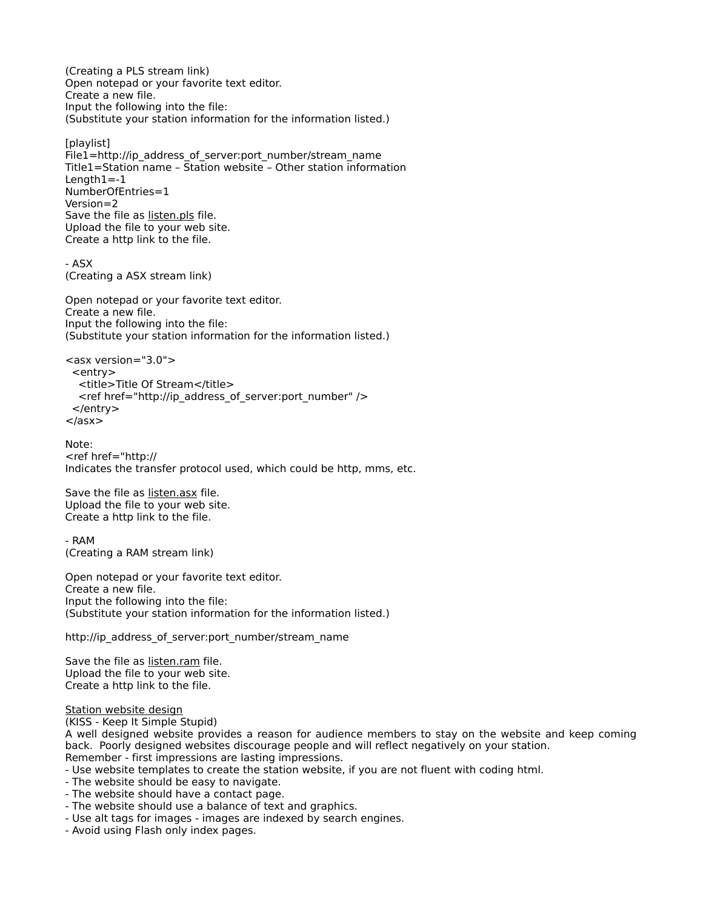(Creating a PLS stream link)
Open notepad or your favorite text editor.
Create a new file.
Input the following into the file:
(Substitute your station information for the information listed.)

```
[playlist]
File1=http://ip_address_of_server:port_number/stream_name
Title1=Station name – Station website – Other station information
Length1=-1
NumberOfEntries=1
Version=2
```

Save the file as listen.pls file.
Upload the file to your web site.
Create a http link to the file.

- ASX
(Creating a ASX stream link)

Open notepad or your favorite text editor.
Create a new file.
Input the following into the file:
(Substitute your station information for the information listed.)

```
<asx version="3.0">
  <entry>
    <title>Title Of Stream</title>
    <ref href="http://ip_address_of_server:port_number" />
  </entry>
</asx>
```

Note:
<ref href="http://
Indicates the transfer protocol used, which could be http, mms, etc.

Save the file as listen.asx file.
Upload the file to your web site.
Create a http link to the file.

- RAM
(Creating a RAM stream link)

Open notepad or your favorite text editor.
Create a new file.
Input the following into the file:
(Substitute your station information for the information listed.)

```
http://ip_address_of_server:port_number/stream_name
```

Save the file as listen.ram file.
Upload the file to your web site.
Create a http link to the file.

Station website design
(KISS - Keep It Simple Stupid)
A well designed website provides a reason for audience members to stay on the website and keep coming back. Poorly designed websites discourage people and will reflect negatively on your station.
Remember - first impressions are lasting impressions.
- Use website templates to create the station website, if you are not fluent with coding html.
- The website should be easy to navigate.
- The website should have a contact page.
- The website should use a balance of text and graphics.
- Use alt tags for images - images are indexed by search engines.
- Avoid using Flash only index pages.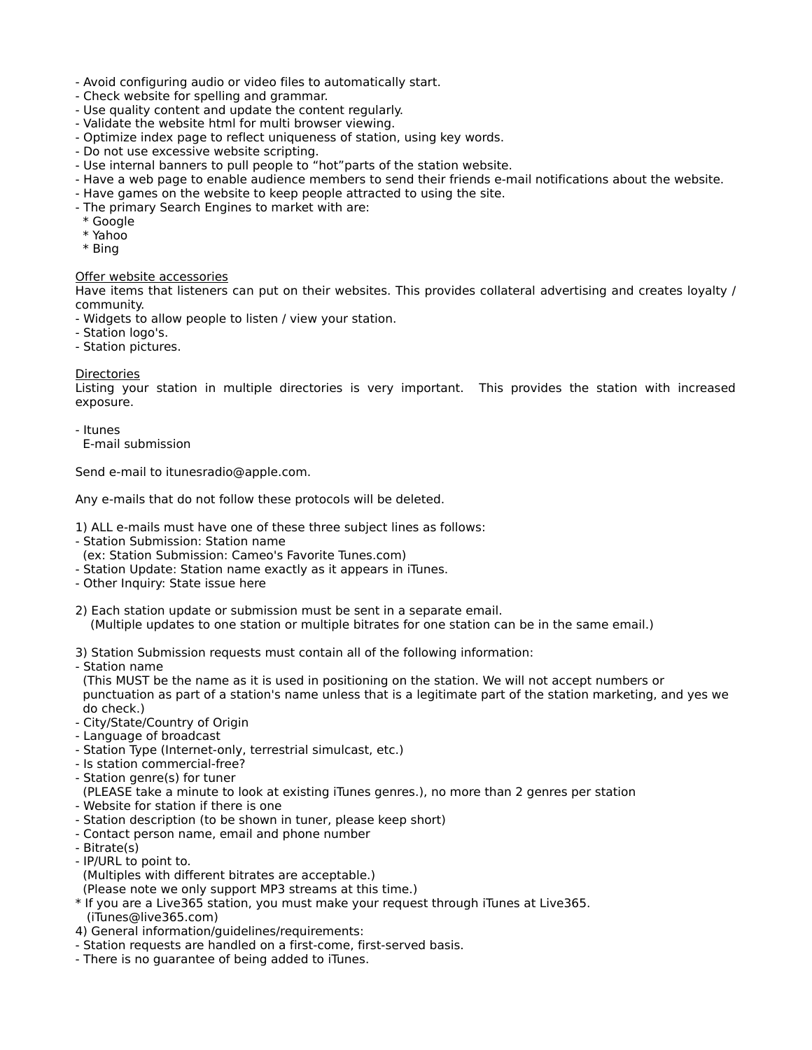- Avoid configuring audio or video files to automatically start.
- Check website for spelling and grammar.
- Use quality content and update the content regularly.
- Validate the website html for multi browser viewing.
- Optimize index page to reflect uniqueness of station, using key words.
- Do not use excessive website scripting.
- Use internal banners to pull people to “hot”parts of the station website.
- Have a web page to enable audience members to send their friends e-mail notifications about the website.
- Have games on the website to keep people attracted to using the site.
- The primary Search Engines to market with are:
  * Google
  * Yahoo
  * Bing

<u>Offer website accessories</u>

Have items that listeners can put on their websites. This provides collateral advertising and creates loyalty / community.

- Widgets to allow people to listen / view your station.
- Station logo's.
- Station pictures.

<u>Directories</u>

Listing your station in multiple directories is very important. This provides the station with increased exposure.

- Itunes
  E-mail submission

Send e-mail to itunesradio@apple.com.

Any e-mails that do not follow these protocols will be deleted.

1) ALL e-mails must have one of these three subject lines as follows:
- Station Submission: Station name
  (ex: Station Submission: Cameo's Favorite Tunes.com)
- Station Update: Station name exactly as it appears in iTunes.
- Other Inquiry: State issue here

2) Each station update or submission must be sent in a separate email.
   (Multiple updates to one station or multiple bitrates for one station can be in the same email.)

3) Station Submission requests must contain all of the following information:
- Station name
  (This MUST be the name as it is used in positioning on the station. We will not accept numbers or punctuation as part of a station's name unless that is a legitimate part of the station marketing, and yes we do check.)
- City/State/Country of Origin
- Language of broadcast
- Station Type (Internet-only, terrestrial simulcast, etc.)
- Is station commercial-free?
- Station genre(s) for tuner
  (PLEASE take a minute to look at existing iTunes genres.), no more than 2 genres per station
- Website for station if there is one
- Station description (to be shown in tuner, please keep short)
- Contact person name, email and phone number
- Bitrate(s)
- IP/URL to point to.
  (Multiples with different bitrates are acceptable.)
  (Please note we only support MP3 streams at this time.)

* If you are a Live365 station, you must make your request through iTunes at Live365.
  (iTunes@live365.com)

4) General information/guidelines/requirements:
- Station requests are handled on a first-come, first-served basis.
- There is no guarantee of being added to iTunes.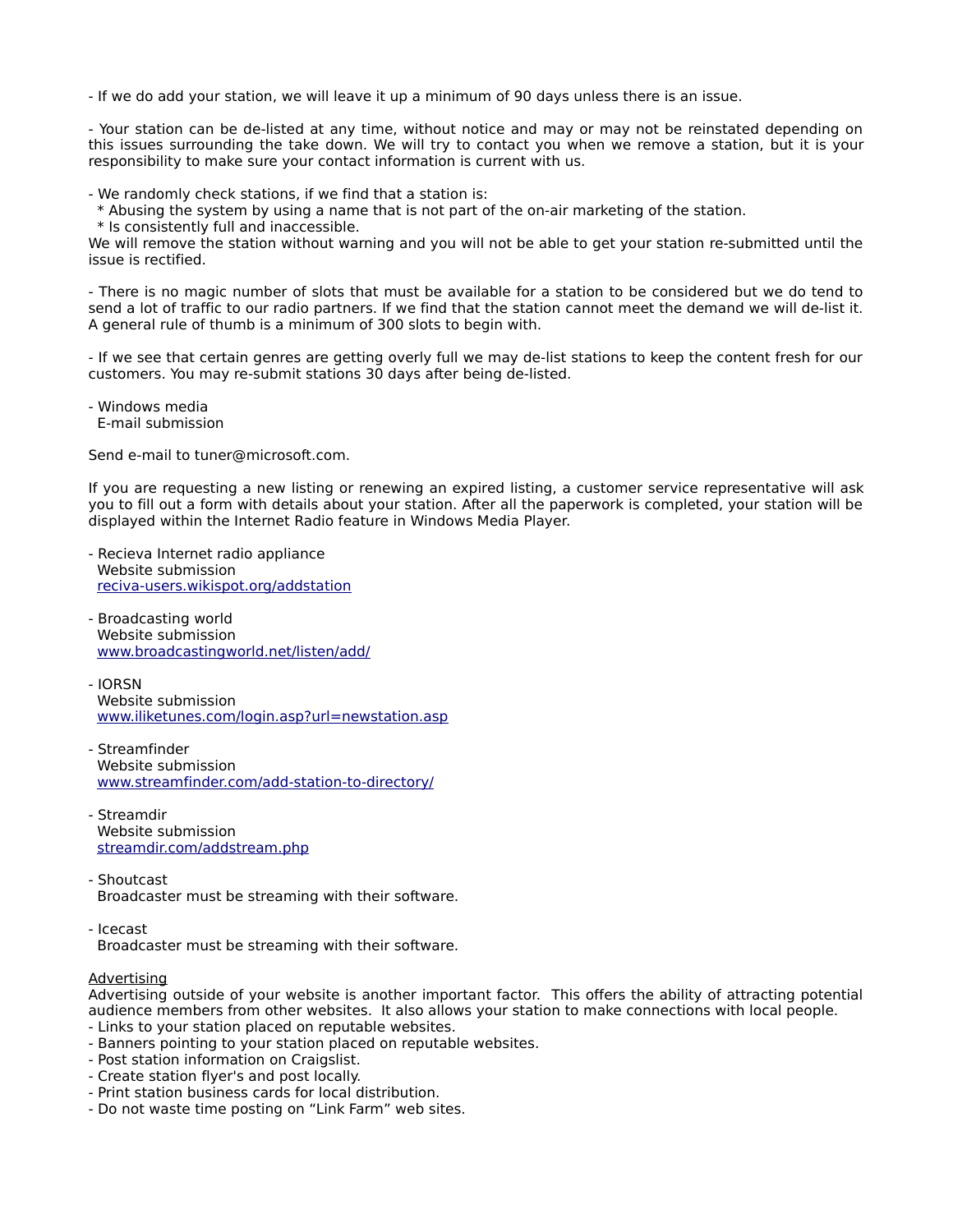- If we do add your station, we will leave it up a minimum of 90 days unless there is an issue.

- Your station can be de-listed at any time, without notice and may or may not be reinstated depending on this issues surrounding the take down. We will try to contact you when we remove a station, but it is your responsibility to make sure your contact information is current with us.

- We randomly check stations, if we find that a station is:
  * Abusing the system by using a name that is not part of the on-air marketing of the station.
  * Is consistently full and inaccessible.

We will remove the station without warning and you will not be able to get your station re-submitted until the issue is rectified.

- There is no magic number of slots that must be available for a station to be considered but we do tend to send a lot of traffic to our radio partners. If we find that the station cannot meet the demand we will de-list it. A general rule of thumb is a minimum of 300 slots to begin with.

- If we see that certain genres are getting overly full we may de-list stations to keep the content fresh for our customers. You may re-submit stations 30 days after being de-listed.

- Windows media
  E-mail submission

Send e-mail to tuner@microsoft.com.

If you are requesting a new listing or renewing an expired listing, a customer service representative will ask you to fill out a form with details about your station. After all the paperwork is completed, your station will be displayed within the Internet Radio feature in Windows Media Player.

- Recieva Internet radio appliance
  Website submission
  reciva-users.wikispot.org/addstation

- Broadcasting world
  Website submission
  www.broadcastingworld.net/listen/add/

- IORSN
  Website submission
  www.iliketunes.com/login.asp?url=newstation.asp

- Streamfinder
  Website submission
  www.streamfinder.com/add-station-to-directory/

- Streamdir
  Website submission
  streamdir.com/addstream.php

- Shoutcast
  Broadcaster must be streaming with their software.

- Icecast
  Broadcaster must be streaming with their software.

Advertising

Advertising outside of your website is another important factor. This offers the ability of attracting potential audience members from other websites. It also allows your station to make connections with local people.

- Links to your station placed on reputable websites.
- Banners pointing to your station placed on reputable websites.
- Post station information on Craigslist.
- Create station flyer's and post locally.
- Print station business cards for local distribution.
- Do not waste time posting on “Link Farm” web sites.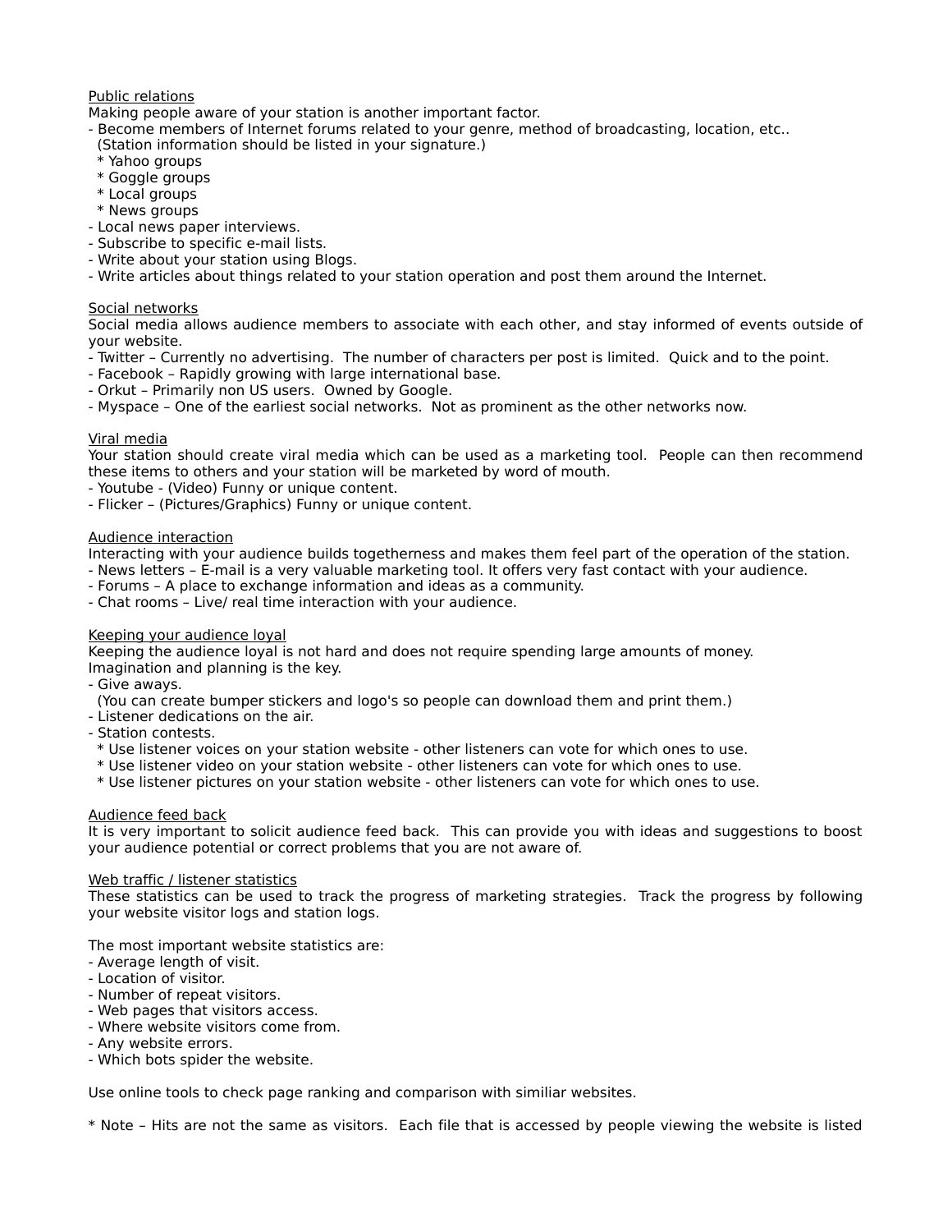Public relations

Making people aware of your station is another important factor.

- Become members of Internet forums related to your genre, method of broadcasting, location, etc..
  (Station information should be listed in your signature.)
  * Yahoo groups
  * Goggle groups
  * Local groups
  * News groups
- Local news paper interviews.
- Subscribe to specific e-mail lists.
- Write about your station using Blogs.
- Write articles about things related to your station operation and post them around the Internet.

Social networks

Social media allows audience members to associate with each other, and stay informed of events outside of your website.

- Twitter – Currently no advertising. The number of characters per post is limited. Quick and to the point.
- Facebook – Rapidly growing with large international base.
- Orkut – Primarily non US users. Owned by Google.
- Myspace – One of the earliest social networks. Not as prominent as the other networks now.

Viral media

Your station should create viral media which can be used as a marketing tool. People can then recommend these items to others and your station will be marketed by word of mouth.

- Youtube - (Video) Funny or unique content.
- Flicker – (Pictures/Graphics) Funny or unique content.

Audience interaction

Interacting with your audience builds togetherness and makes them feel part of the operation of the station.

- News letters – E-mail is a very valuable marketing tool. It offers very fast contact with your audience.
- Forums – A place to exchange information and ideas as a community.
- Chat rooms – Live/ real time interaction with your audience.

Keeping your audience loyal

Keeping the audience loyal is not hard and does not require spending large amounts of money.
Imagination and planning is the key.

- Give aways.
  (You can create bumper stickers and logo's so people can download them and print them.)
- Listener dedications on the air.
- Station contests.
  * Use listener voices on your station website - other listeners can vote for which ones to use.
  * Use listener video on your station website - other listeners can vote for which ones to use.
  * Use listener pictures on your station website - other listeners can vote for which ones to use.

Audience feed back

It is very important to solicit audience feed back. This can provide you with ideas and suggestions to boost your audience potential or correct problems that you are not aware of.

Web traffic / listener statistics

These statistics can be used to track the progress of marketing strategies. Track the progress by following your website visitor logs and station logs.

The most important website statistics are:

- Average length of visit.
- Location of visitor.
- Number of repeat visitors.
- Web pages that visitors access.
- Where website visitors come from.
- Any website errors.
- Which bots spider the website.

Use online tools to check page ranking and comparison with similiar websites.

* Note – Hits are not the same as visitors. Each file that is accessed by people viewing the website is listed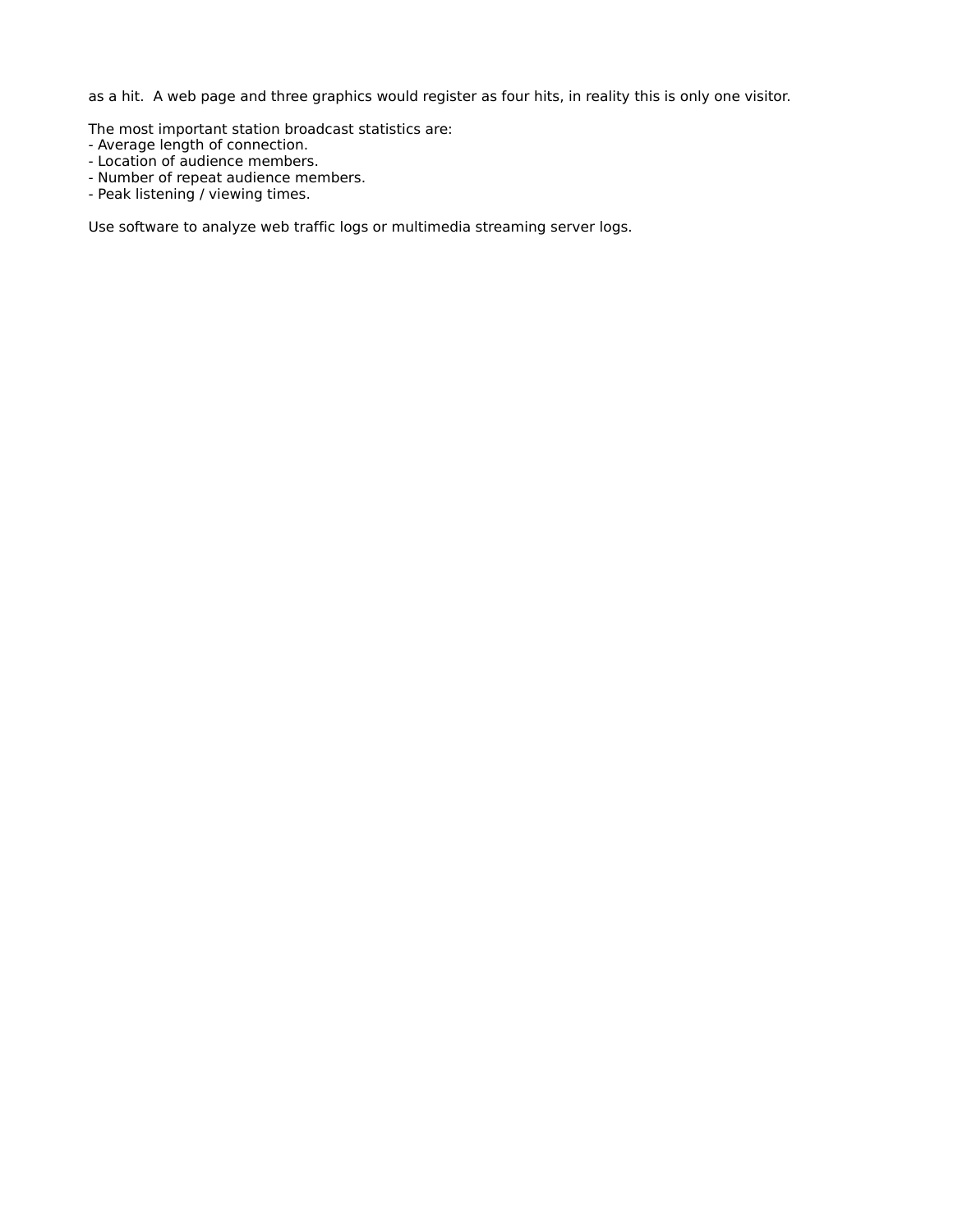as a hit.  A web page and three graphics would register as four hits, in reality this is only one visitor.

The most important station broadcast statistics are:
- Average length of connection.
- Location of audience members.
- Number of repeat audience members.
- Peak listening / viewing times.

Use software to analyze web traffic logs or multimedia streaming server logs.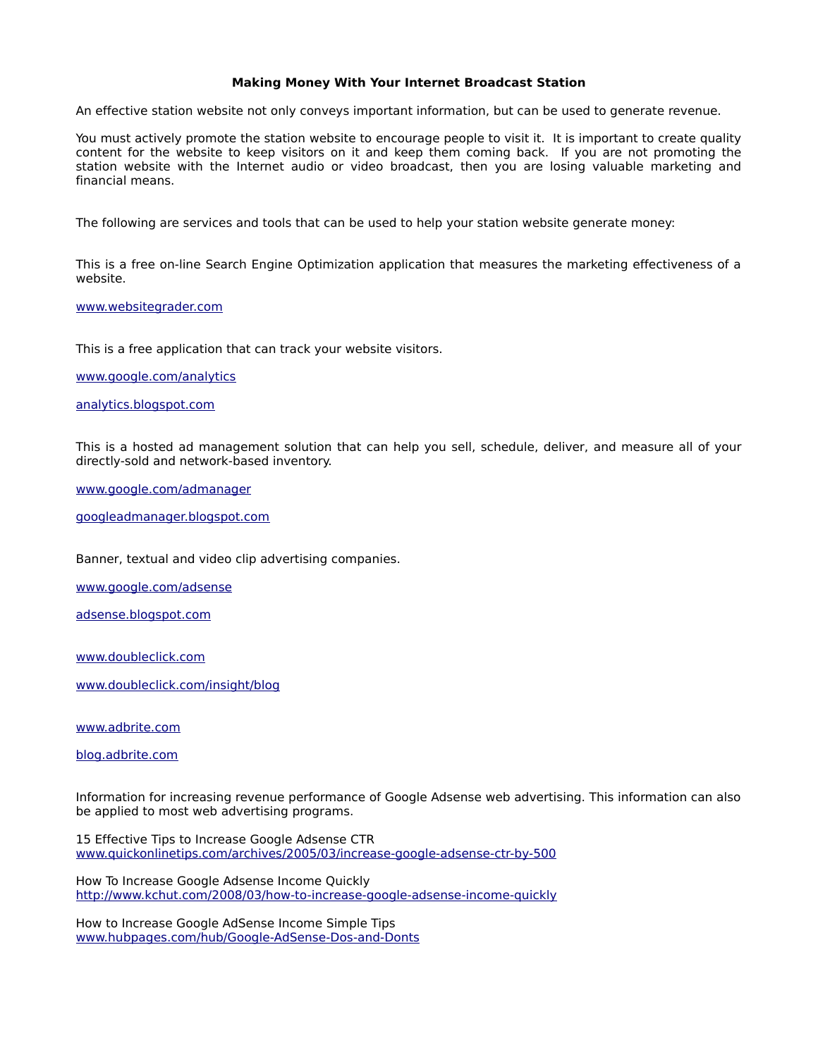**Making Money With Your Internet Broadcast Station**

An effective station website not only conveys important information, but can be used to generate revenue.

You must actively promote the station website to encourage people to visit it. It is important to create quality content for the website to keep visitors on it and keep them coming back. If you are not promoting the station website with the Internet audio or video broadcast, then you are losing valuable marketing and financial means.

The following are services and tools that can be used to help your station website generate money:

This is a free on-line Search Engine Optimization application that measures the marketing effectiveness of a website.

www.websitegrader.com

This is a free application that can track your website visitors.

www.google.com/analytics

analytics.blogspot.com

This is a hosted ad management solution that can help you sell, schedule, deliver, and measure all of your directly-sold and network-based inventory.

www.google.com/admanager

googleadmanager.blogspot.com

Banner, textual and video clip advertising companies.

www.google.com/adsense

adsense.blogspot.com

www.doubleclick.com

www.doubleclick.com/insight/blog

www.adbrite.com

blog.adbrite.com

Information for increasing revenue performance of Google Adsense web advertising. This information can also be applied to most web advertising programs.

15 Effective Tips to Increase Google Adsense CTR
www.quickonlinetips.com/archives/2005/03/increase-google-adsense-ctr-by-500

How To Increase Google Adsense Income Quickly
http://www.kchut.com/2008/03/how-to-increase-google-adsense-income-quickly

How to Increase Google AdSense Income Simple Tips
www.hubpages.com/hub/Google-AdSense-Dos-and-Donts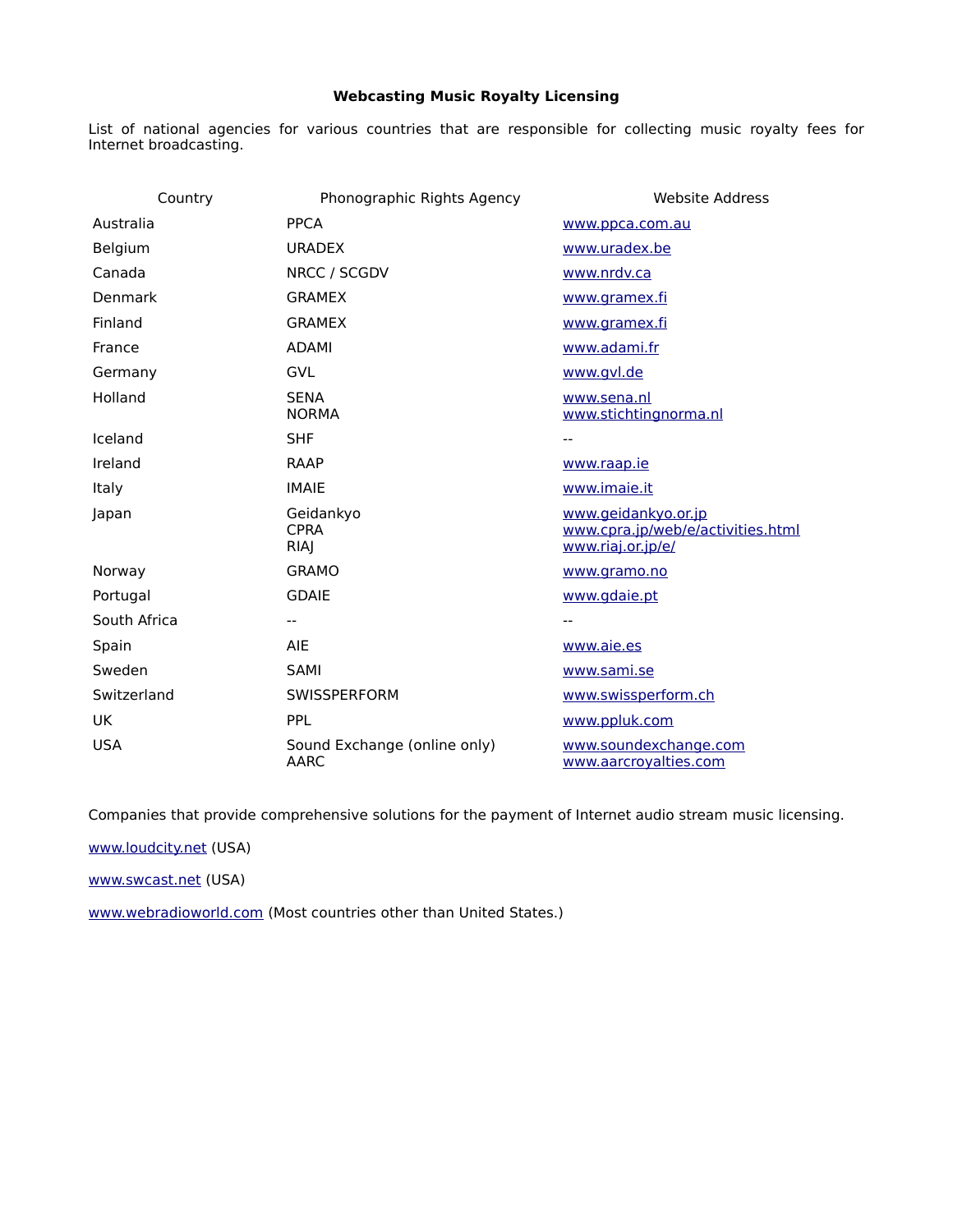**Webcasting Music Royalty Licensing**

List of national agencies for various countries that are responsible for collecting music royalty fees for Internet broadcasting.

| Country | Phonographic Rights Agency | Website Address |
|---|---|---|
| Australia | PPCA | www.ppca.com.au |
| Belgium | URADEX | www.uradex.be |
| Canada | NRCC / SCGDV | www.nrdv.ca |
| Denmark | GRAMEX | www.gramex.fi |
| Finland | GRAMEX | www.gramex.fi |
| France | ADAMI | www.adami.fr |
| Germany | GVL | www.gvl.de |
| Holland | SENA<br>NORMA | www.sena.nl<br>www.stichtingnorma.nl |
| Iceland | SHF | -- |
| Ireland | RAAP | www.raap.ie |
| Italy | IMAIE | www.imaie.it |
| Japan | Geidankyo<br>CPRA<br>RIAJ | www.geidankyo.or.jp<br>www.cpra.jp/web/e/activities.html<br>www.riaj.or.jp/e/ |
| Norway | GRAMO | www.gramo.no |
| Portugal | GDAIE | www.gdaie.pt |
| South Africa | -- | -- |
| Spain | AIE | www.aie.es |
| Sweden | SAMI | www.sami.se |
| Switzerland | SWISSPERFORM | www.swissperform.ch |
| UK | PPL | www.ppluk.com |
| USA | Sound Exchange (online only)<br>AARC | www.soundexchange.com<br>www.aarcroyalties.com |

Companies that provide comprehensive solutions for the payment of Internet audio stream music licensing.

www.loudcity.net (USA)

www.swcast.net (USA)

www.webradioworld.com (Most countries other than United States.)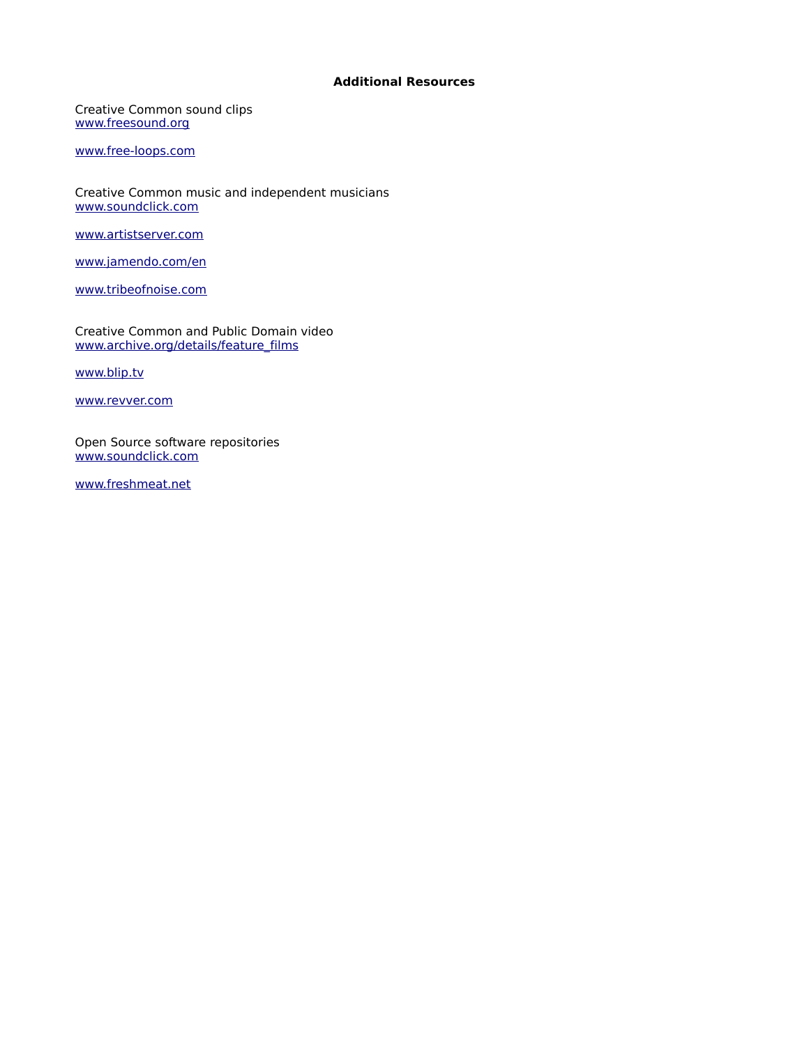## Additional Resources

Creative Common sound clips
www.freesound.org

www.free-loops.com

Creative Common music and independent musicians
www.soundclick.com

www.artistserver.com

www.jamendo.com/en

www.tribeofnoise.com

Creative Common and Public Domain video
www.archive.org/details/feature_films

www.blip.tv

www.revver.com

Open Source software repositories
www.soundclick.com

www.freshmeat.net